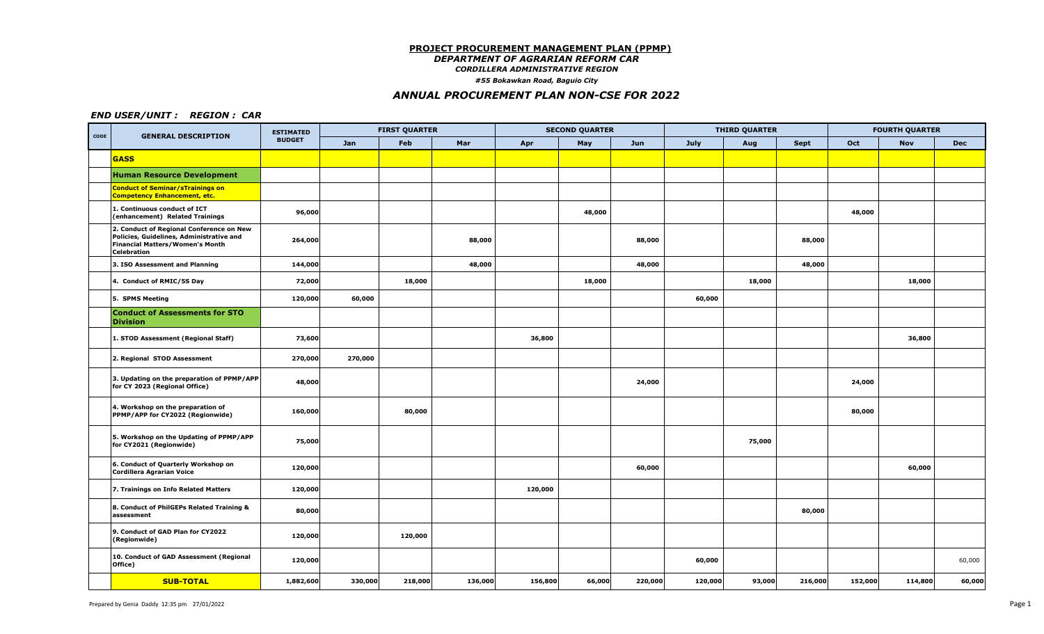**PROJECT PROCUREMENT MANAGEMENT PLAN (PPMP)**

***DEPARTMENT OF AGRARIAN REFORM CAR***

***CORDILLERA ADMINISTRATIVE REGION***

***#55 Bokawkan Road, Baguio City***

## *ANNUAL PROCUREMENT PLAN NON-CSE FOR 2022*

***END USER/UNIT : REGION : CAR***

| CODE | GENERAL DESCRIPTION | ESTIMATED BUDGET | FIRST QUARTER | | | SECOND QUARTER | | | THIRD QUARTER | | | FOURTH QUARTER | | |
|---|---|---|---|---|---|---|---|---|---|---|---|---|---|---|
| | | | Jan | Feb | Mar | Apr | May | Jun | July | Aug | Sept | Oct | Nov | Dec |
| | **GASS** | | | | | | | | | | | | | |
| | **Human Resource Development** | | | | | | | | | | | | | |
| | **Conduct of Seminar/sTrainings on Competency Enhancement, etc.** | | | | | | | | | | | | | |
| | 1. Continuous conduct of ICT (enhancement) Related Trainings | 96,000 | | | | | 48,000 | | | | | 48,000 | | |
| | 2. Conduct of Regional Conference on New Policies, Guidelines, Administrative and Financial Matters/Women's Month Celebration | 264,000 | | | 88,000 | | | 88,000 | | | 88,000 | | | |
| | 3. ISO Assessment and Planning | 144,000 | | | 48,000 | | | 48,000 | | | 48,000 | | | |
| | 4. Conduct of RMIC/5S Day | 72,000 | | 18,000 | | | 18,000 | | | 18,000 | | | 18,000 | |
| | 5. SPMS Meeting | 120,000 | 60,000 | | | | | | 60,000 | | | | | |
| | **Conduct of Assessments for STO Division** | | | | | | | | | | | | | |
| | 1. STOD Assessment (Regional Staff) | 73,600 | | | | 36,800 | | | | | | | 36,800 | |
| | 2. Regional STOD Assessment | 270,000 | 270,000 | | | | | | | | | | | |
| | 3. Updating on the preparation of PPMP/APP for CY 2023 (Regional Office) | 48,000 | | | | | | 24,000 | | | | 24,000 | | |
| | 4. Workshop on the preparation of PPMP/APP for CY2022 (Regionwide) | 160,000 | | 80,000 | | | | | | | | 80,000 | | |
| | 5. Workshop on the Updating of PPMP/APP for CY2021 (Regionwide) | 75,000 | | | | | | | | 75,000 | | | | |
| | 6. Conduct of Quarterly Workshop on Cordillera Agrarian Voice | 120,000 | | | | | | 60,000 | | | | | 60,000 | |
| | 7. Trainings on Info Related Matters | 120,000 | | | | 120,000 | | | | | | | | |
| | 8. Conduct of PhilGEPs Related Training & assessment | 80,000 | | | | | | | | | 80,000 | | | |
| | 9. Conduct of GAD Plan for CY2022 (Regionwide) | 120,000 | | 120,000 | | | | | | | | | | |
| | 10. Conduct of GAD Assessment (Regional Office) | 120,000 | | | | | | | 60,000 | | | | | 60,000 |
| | **SUB-TOTAL** | 1,882,600 | 330,000 | 218,000 | 136,000 | 156,800 | 66,000 | 220,000 | 120,000 | 93,000 | 216,000 | 152,000 | 114,800 | 60,000 |

Prepared by Genia Daddy 12:35 pm 27/01/2022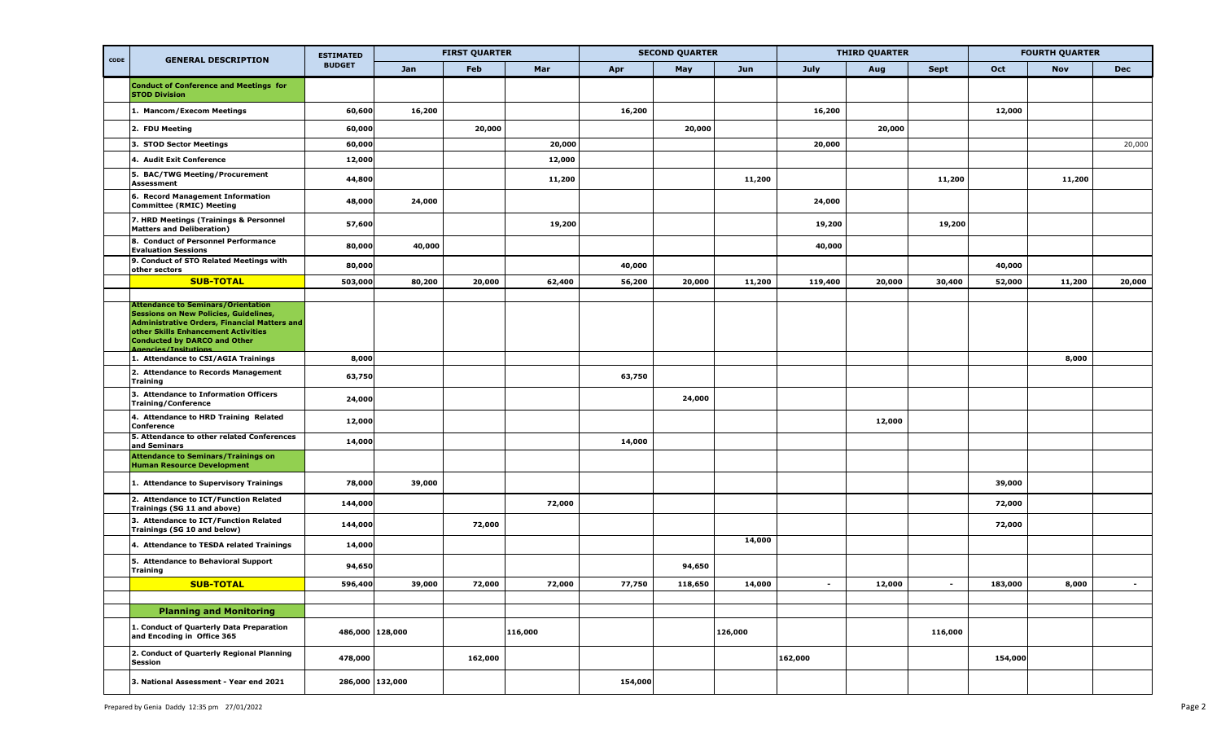| CODE | GENERAL DESCRIPTION | ESTIMATED BUDGET | FIRST QUARTER | | | SECOND QUARTER | | | THIRD QUARTER | | | FOURTH QUARTER | | |
|---|---|---|---|---|---|---|---|---|---|---|---|---|---|---|
| | | | Jan | Feb | Mar | Apr | May | Jun | July | Aug | Sept | Oct | Nov | Dec |
| | **Conduct of Conference and Meetings for STOD Division** | | | | | | | | | | | | | |
| | **1. Mancom/Execom Meetings** | 60,600 | 16,200 | | | 16,200 | | | 16,200 | | | 12,000 | | |
| | **2. FDU Meeting** | 60,000 | | 20,000 | | | 20,000 | | | 20,000 | | | | |
| | **3. STOD Sector Meetings** | 60,000 | | | 20,000 | | | | 20,000 | | | | | 20,000 |
| | **4. Audit Exit Conference** | 12,000 | | | 12,000 | | | | | | | | | |
| | **5. BAC/TWG Meeting/Procurement Assessment** | 44,800 | | | 11,200 | | | 11,200 | | | 11,200 | | 11,200 | |
| | **6. Record Management Information Committee (RMIC) Meeting** | 48,000 | 24,000 | | | | | | 24,000 | | | | | |
| | **7. HRD Meetings (Trainings & Personnel Matters and Deliberation)** | 57,600 | | | 19,200 | | | | 19,200 | | 19,200 | | | |
| | **8. Conduct of Personnel Performance Evaluation Sessions** | 80,000 | 40,000 | | | | | | 40,000 | | | | | |
| | **9. Conduct of STO Related Meetings with other sectors** | 80,000 | | | | 40,000 | | | | | | 40,000 | | |
| | **SUB-TOTAL** | 503,000 | 80,200 | 20,000 | 62,400 | 56,200 | 20,000 | 11,200 | 119,400 | 20,000 | 30,400 | 52,000 | 11,200 | 20,000 |
| | | | | | | | | | | | | | | |
| | **Attendance to Seminars/Orientation Sessions on New Policies, Guidelines, Administrative Orders, Financial Matters and other Skills Enhancement Activities Conducted by DARCO and Other Agencies/Insitutions** | | | | | | | | | | | | | |
| | **1. Attendance to CSI/AGIA Trainings** | 8,000 | | | | | | | | | | | 8,000 | |
| | **2. Attendance to Records Management Training** | 63,750 | | | | 63,750 | | | | | | | | |
| | **3. Attendance to Information Officers Training/Conference** | 24,000 | | | | | 24,000 | | | | | | | |
| | **4. Attendance to HRD Training Related Conference** | 12,000 | | | | | | | | 12,000 | | | | |
| | **5. Attendance to other related Conferences and Seminars** | 14,000 | | | | 14,000 | | | | | | | | |
| | **Attendance to Seminars/Trainings on Human Resource Development** | | | | | | | | | | | | | |
| | **1. Attendance to Supervisory Trainings** | 78,000 | 39,000 | | | | | | | | | 39,000 | | |
| | **2. Attendance to ICT/Function Related Trainings (SG 11 and above)** | 144,000 | | | 72,000 | | | | | | | 72,000 | | |
| | **3. Attendance to ICT/Function Related Trainings (SG 10 and below)** | 144,000 | | 72,000 | | | | | | | | 72,000 | | |
| | **4. Attendance to TESDA related Trainings** | 14,000 | | | | | | 14,000 | | | | | | |
| | **5. Attendance to Behavioral Support Training** | 94,650 | | | | | 94,650 | | | | | | | |
| | **SUB-TOTAL** | 596,400 | 39,000 | 72,000 | 72,000 | 77,750 | 118,650 | 14,000 | - | 12,000 | - | 183,000 | 8,000 | - |
| | | | | | | | | | | | | | | |
| | **Planning and Monitoring** | | | | | | | | | | | | | |
| | **1. Conduct of Quarterly Data Preparation and Encoding in Office 365** | 486,000 | 128,000 | | 116,000 | | | 126,000 | | | 116,000 | | | |
| | **2. Conduct of Quarterly Regional Planning Session** | 478,000 | | 162,000 | | | | | 162,000 | | | 154,000 | | |
| | **3. National Assessment - Year end 2021** | 286,000 | 132,000 | | | 154,000 | | | | | | | | |

Prepared by Genia Daddy 12:35 pm 27/01/2022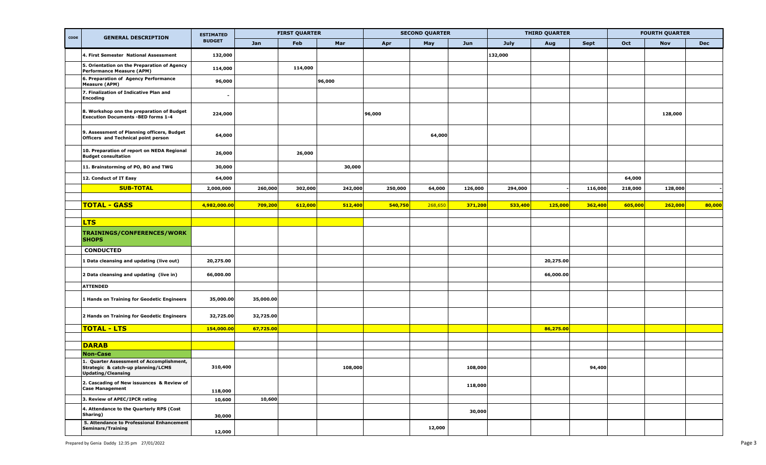| CODE | GENERAL DESCRIPTION | ESTIMATED BUDGET | FIRST QUARTER | | | SECOND QUARTER | | | THIRD QUARTER | | | FOURTH QUARTER | | |
|---|---|---|---|---|---|---|---|---|---|---|---|---|---|---|
| | | | Jan | Feb | Mar | Apr | May | Jun | July | Aug | Sept | Oct | Nov | Dec |
| | 4. First Semester National Assessment | 132,000 | | | | | | | 132,000 | | | | | |
| | 5. Orientation on the Preparation of Agency Performance Measure (APM) | 114,000 | | 114,000 | | | | | | | | | | |
| | 6. Preparation of Agency Performance Measure (APM) | 96,000 | | | 96,000 | | | | | | | | | |
| | 7. Finalization of Indicative Plan and Encoding | - | | | | | | | | | | | | |
| | 8. Workshop onn the preparation of Budget Execution Documents -BED forms 1-4 | 224,000 | | | | 96,000 | | | | | | | 128,000 | |
| | 9. Assessment of Planning officers, Budget Officers and Technical point person | 64,000 | | | | | 64,000 | | | | | | | |
| | 10. Preparation of report on NEDA Regional Budget consultation | 26,000 | | 26,000 | | | | | | | | | | |
| | 11. Brainstorming of PO, BO and TWG | 30,000 | | | 30,000 | | | | | | | | | |
| | 12. Conduct of IT Easy | 64,000 | | | | | | | | | | 64,000 | | |
| | **SUB-TOTAL** | 2,000,000 | 260,000 | 302,000 | 242,000 | 250,000 | 64,000 | 126,000 | 294,000 | - | 116,000 | 218,000 | 128,000 | - |
| | | | | | | | | | | | | | | |
| | **TOTAL - GASS** | 4,982,000.00 | 709,200 | 612,000 | 512,400 | 540,750 | 268,650 | 371,200 | 533,400 | 125,000 | 362,400 | 605,000 | 262,000 | 80,000 |
| | | | | | | | | | | | | | | |
| | **LTS** | | | | | | | | | | | | | |
| | **TRAININGS/CONFERENCES/WORK SHOPS** | | | | | | | | | | | | | |
| | **CONDUCTED** | | | | | | | | | | | | | |
| | 1 Data cleansing and updating (live out) | 20,275.00 | | | | | | | | 20,275.00 | | | | |
| | 2 Data cleansing and updating (live in) | 66,000.00 | | | | | | | | 66,000.00 | | | | |
| | **ATTENDED** | | | | | | | | | | | | | |
| | 1 Hands on Training for Geodetic Engineers | 35,000.00 | 35,000.00 | | | | | | | | | | | |
| | 2 Hands on Training for Geodetic Engineers | 32,725.00 | 32,725.00 | | | | | | | | | | | |
| | **TOTAL - LTS** | 154,000.00 | 67,725.00 | | | | | | | 86,275.00 | | | | |
| | | | | | | | | | | | | | | |
| | **DARAB** | | | | | | | | | | | | | |
| | **Non-Case** | | | | | | | | | | | | | |
| | 1. Quarter Assessment of Accomplishment, Strategic & catch-up planning/LCMS Updating/Cleansing | 310,400 | | | 108,000 | | | 108,000 | | | 94,400 | | | |
| | 2. Cascading of New issuances & Review of Case Management | 118,000 | | | | | | 118,000 | | | | | | |
| | 3. Review of APEC/IPCR rating | 10,600 | 10,600 | | | | | | | | | | | |
| | 4. Attendance to the Quarterly RPS (Cost Sharing) | 30,000 | | | | | | 30,000 | | | | | | |
| | 5. Attendance to Professional Enhancement Seminars/Training | 12,000 | | | | | 12,000 | | | | | | | |

Prepared by Genia Daddy 12:35 pm 27/01/2022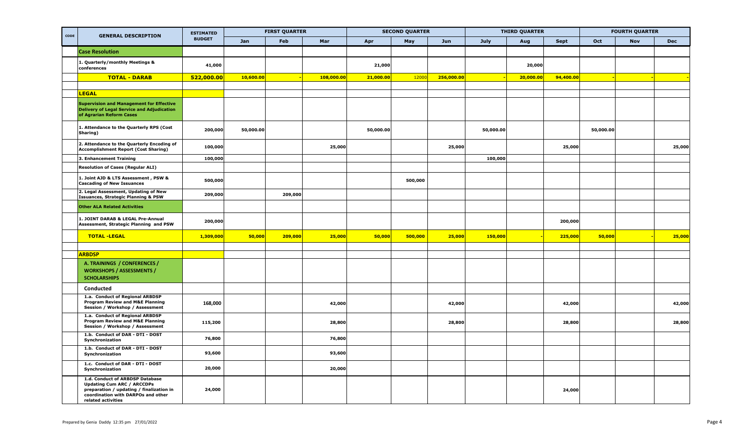| CODE | GENERAL DESCRIPTION | ESTIMATED BUDGET | FIRST QUARTER | | | SECOND QUARTER | | | THIRD QUARTER | | | FOURTH QUARTER | | |
|---|---|---|---|---|---|---|---|---|---|---|---|---|---|---|
| | | | Jan | Feb | Mar | Apr | May | Jun | July | Aug | Sept | Oct | Nov | Dec |
| | **Case Resolution** | | | | | | | | | | | | | |
| | 1. Quarterly/monthly Meetings & conferences | 41,000 | | | | 21,000 | | | | 20,000 | | | | |
| | **TOTAL - DARAB** | **522,000.00** | **10,600.00** | **-** | **108,000.00** | **21,000.00** | 12000 | **256,000.00** | **-** | **20,000.00** | **94,400.00** | **-** | **-** | **-** |
| | | | | | | | | | | | | | | |
| | **LEGAL** | | | | | | | | | | | | | |
| | **Supervision and Management for Effective Delivery of Legal Service and Adjudication of Agrarian Reform Cases** | | | | | | | | | | | | | |
| | 1. Attendance to the Quarterly RPS (Cost Sharing) | 200,000 | 50,000.00 | | | 50,000.00 | | | 50,000.00 | | | 50,000.00 | | |
| | 2. Attendance to the Quarterly Encoding of Accomplishment Report (Cost Sharing) | 100,000 | | | 25,000 | | | 25,000 | | | 25,000 | | | 25,000 |
| | 3. Enhancement Training | 100,000 | | | | | | | 100,000 | | | | | |
| | **Resolution of Cases (Regular ALI)** | | | | | | | | | | | | | |
| | 1. Joint AJD & LTS Assessment , PSW & Cascading of New Issuances | 500,000 | | | | | 500,000 | | | | | | | |
| | 2. Legal Assessment, Updating of New Issuances, Strategic Planning & PSW | 209,000 | | 209,000 | | | | | | | | | | |
| | **Other ALA Related Activities** | | | | | | | | | | | | | |
| | 1. JOINT DARAB & LEGAL Pre-Annual Assessment, Strategic Planning and PSW | 200,000 | | | | | | | | | 200,000 | | | |
| | **TOTAL -LEGAL** | **1,309,000** | **50,000** | **209,000** | **25,000** | **50,000** | **500,000** | **25,000** | **150,000** | **-** | **225,000** | **50,000** | **-** | **25,000** |
| | | | | | | | | | | | | | | |
| | **ARBDSP** | | | | | | | | | | | | | |
| | **A. TRAININGS / CONFERENCES / WORKSHOPS / ASSESSMENTS / SCHOLARSHIPS** | | | | | | | | | | | | | |
| | **Conducted** | | | | | | | | | | | | | |
| | 1.a. Conduct of Regional ARBDSP Program Review and M&E Planning Session / Workshop / Assessment | 168,000 | | | 42,000 | | | 42,000 | | | 42,000 | | | 42,000 |
| | 1.a. Conduct of Regional ARBDSP Program Review and M&E Planning Session / Workshop / Assessment | 115,200 | | | 28,800 | | | 28,800 | | | 28,800 | | | 28,800 |
| | 1.b. Conduct of DAR - DTI - DOST Synchronization | 76,800 | | | 76,800 | | | | | | | | | |
| | 1.b. Conduct of DAR - DTI - DOST Synchronization | 93,600 | | | 93,600 | | | | | | | | | |
| | 1.c. Conduct of DAR - DTI - DOST Synchronization | 20,000 | | | 20,000 | | | | | | | | | |
| | 1.d. Conduct of ARBDSP Database Updating Cum ARC / ARCCDPs preparation / updating / finalization in coordination with DARPOs and other related activities | 24,000 | | | | | | | | | 24,000 | | | |

Prepared by Genia Daddy 12:35 pm 27/01/2022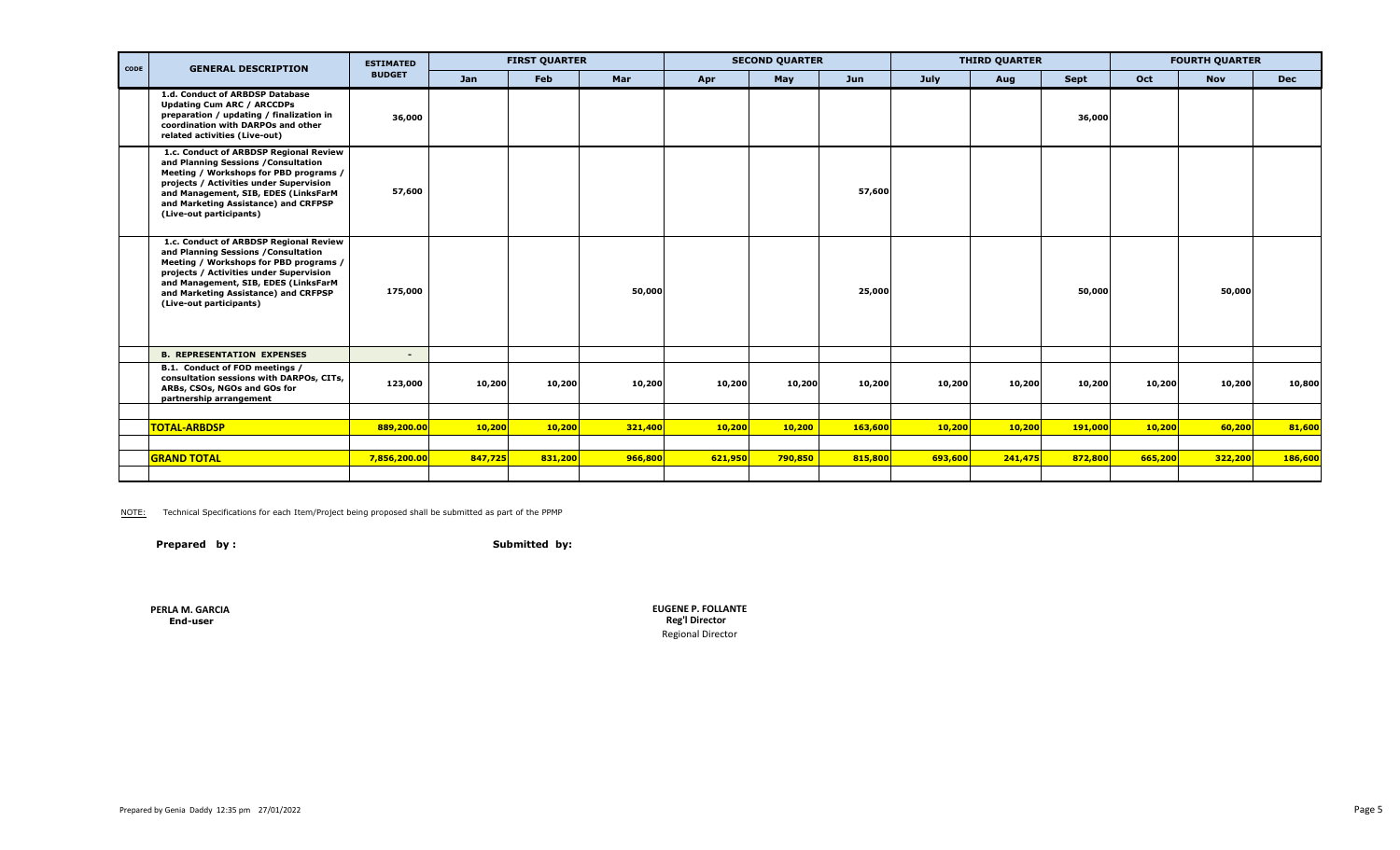| CODE | GENERAL DESCRIPTION | ESTIMATED BUDGET | FIRST QUARTER | | | SECOND QUARTER | | | THIRD QUARTER | | | FOURTH QUARTER | | |
|---|---|---|---|---|---|---|---|---|---|---|---|---|---|---|
| | | | Jan | Feb | Mar | Apr | May | Jun | July | Aug | Sept | Oct | Nov | Dec |
| | **1.d. Conduct of ARBDSP Database Updating Cum ARC / ARCCDPs preparation / updating / finalization in coordination with DARPOs and other related activities (Live-out)** | **36,000** | | | | | | | | | **36,000** | | | |
| | **1.c. Conduct of ARBDSP Regional Review and Planning Sessions /Consultation Meeting / Workshops for PBD programs / projects / Activities under Supervision and Management, SIB, EDES (LinksFarM and Marketing Assistance) and CRFPSP (Live-out participants)** | **57,600** | | | | | | **57,600** | | | | | | |
| | **1.c. Conduct of ARBDSP Regional Review and Planning Sessions /Consultation Meeting / Workshops for PBD programs / projects / Activities under Supervision and Management, SIB, EDES (LinksFarM and Marketing Assistance) and CRFPSP (Live-out participants)** | **175,000** | | | **50,000** | | | **25,000** | | | **50,000** | | **50,000** | |
| | **B. REPRESENTATION EXPENSES** | **-** | | | | | | | | | | | | |
| | **B.1. Conduct of FOD meetings / consultation sessions with DARPOs, CITs, ARBs, CSOs, NGOs and GOs for partnership arrangement** | **123,000** | **10,200** | **10,200** | **10,200** | **10,200** | **10,200** | **10,200** | **10,200** | **10,200** | **10,200** | **10,200** | **10,200** | **10,800** |
| | | | | | | | | | | | | | | |
| | **TOTAL-ARBDSP** | **889,200.00** | **10,200** | **10,200** | **321,400** | **10,200** | **10,200** | **163,600** | **10,200** | **10,200** | **191,000** | **10,200** | **60,200** | **81,600** |
| | | | | | | | | | | | | | | |
| | **GRAND TOTAL** | **7,856,200.00** | **847,725** | **831,200** | **966,800** | **621,950** | **790,850** | **815,800** | **693,600** | **241,475** | **872,800** | **665,200** | **322,200** | **186,600** |

NOTE: Technical Specifications for each Item/Project being proposed shall be submitted as part of the PPMP

**Prepared by :**

**PERLA M. GARCIA**
**End-user**

**Submitted by:**

**EUGENE P. FOLLANTE**
**Reg'l Director**
Regional Director

Prepared by Genia Daddy 12:35 pm 27/01/2022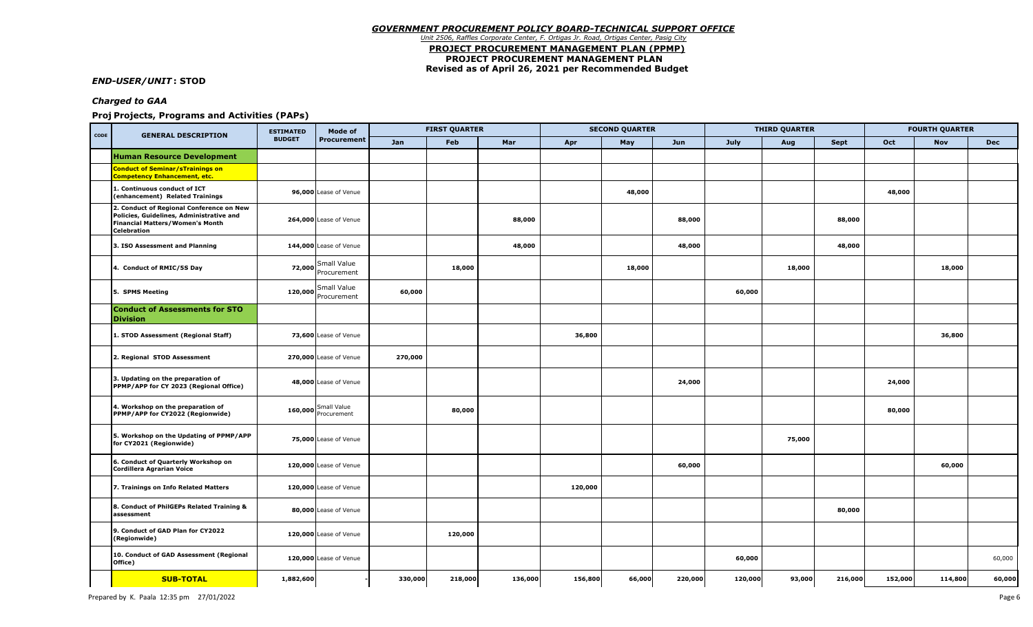***GOVERNMENT PROCUREMENT POLICY BOARD-TECHNICAL SUPPORT OFFICE***

*Unit 2506, Raffles Corporate Center, F. Ortigas Jr. Road, Ortigas Center, Pasig City*

**PROJECT PROCUREMENT MANAGEMENT PLAN (PPMP)**

**PROJECT PROCUREMENT MANAGEMENT PLAN**

**Revised as of April 26, 2021 per Recommended Budget**

***END-USER/UNIT* : STOD**

***Charged to GAA***

**Proj Projects, Programs and Activities (PAPs)**

| CODE | GENERAL DESCRIPTION | ESTIMATED BUDGET | Mode of Procurement | FIRST QUARTER | | | SECOND QUARTER | | | THIRD QUARTER | | | FOURTH QUARTER | | |
|---|---|---|---|---|---|---|---|---|---|---|---|---|---|---|---|
| | | | | Jan | Feb | Mar | Apr | May | Jun | July | Aug | Sept | Oct | Nov | Dec |
| | **Human Resource Development** | | | | | | | | | | | | | | |
| | **Conduct of Seminar/sTrainings on Competency Enhancement, etc.** | | | | | | | | | | | | | | |
| | 1. Continuous conduct of ICT (enhancement) Related Trainings | 96,000 | Lease of Venue | | | | | 48,000 | | | | | 48,000 | | |
| | 2. Conduct of Regional Conference on New Policies, Guidelines, Administrative and Financial Matters/Women's Month Celebration | 264,000 | Lease of Venue | | | 88,000 | | | 88,000 | | | 88,000 | | | |
| | 3. ISO Assessment and Planning | 144,000 | Lease of Venue | | | 48,000 | | | 48,000 | | | 48,000 | | | |
| | 4. Conduct of RMIC/5S Day | 72,000 | Small Value Procurement | | 18,000 | | | 18,000 | | | 18,000 | | | 18,000 | |
| | 5. SPMS Meeting | 120,000 | Small Value Procurement | 60,000 | | | | | | 60,000 | | | | | |
| | **Conduct of Assessments for STO Division** | | | | | | | | | | | | | | |
| | 1. STOD Assessment (Regional Staff) | 73,600 | Lease of Venue | | | | 36,800 | | | | | | | 36,800 | |
| | 2. Regional STOD Assessment | 270,000 | Lease of Venue | 270,000 | | | | | | | | | | | |
| | 3. Updating on the preparation of PPMP/APP for CY 2023 (Regional Office) | 48,000 | Lease of Venue | | | | | | 24,000 | | | | 24,000 | | |
| | 4. Workshop on the preparation of PPMP/APP for CY2022 (Regionwide) | 160,000 | Small Value Procurement | | 80,000 | | | | | | | | 80,000 | | |
| | 5. Workshop on the Updating of PPMP/APP for CY2021 (Regionwide) | 75,000 | Lease of Venue | | | | | | | | 75,000 | | | | |
| | 6. Conduct of Quarterly Workshop on Cordillera Agrarian Voice | 120,000 | Lease of Venue | | | | | | 60,000 | | | | | 60,000 | |
| | 7. Trainings on Info Related Matters | 120,000 | Lease of Venue | | | | 120,000 | | | | | | | | |
| | 8. Conduct of PhilGEPs Related Training & assessment | 80,000 | Lease of Venue | | | | | | | | | 80,000 | | | |
| | 9. Conduct of GAD Plan for CY2022 (Regionwide) | 120,000 | Lease of Venue | | 120,000 | | | | | | | | | | |
| | 10. Conduct of GAD Assessment (Regional Office) | 120,000 | Lease of Venue | | | | | | | 60,000 | | | | | 60,000 |
| | **SUB-TOTAL** | 1,882,600 | - | 330,000 | 218,000 | 136,000 | 156,800 | 66,000 | 220,000 | 120,000 | 93,000 | 216,000 | 152,000 | 114,800 | 60,000 |

Prepared by K. Paala 12:35 pm 27/01/2022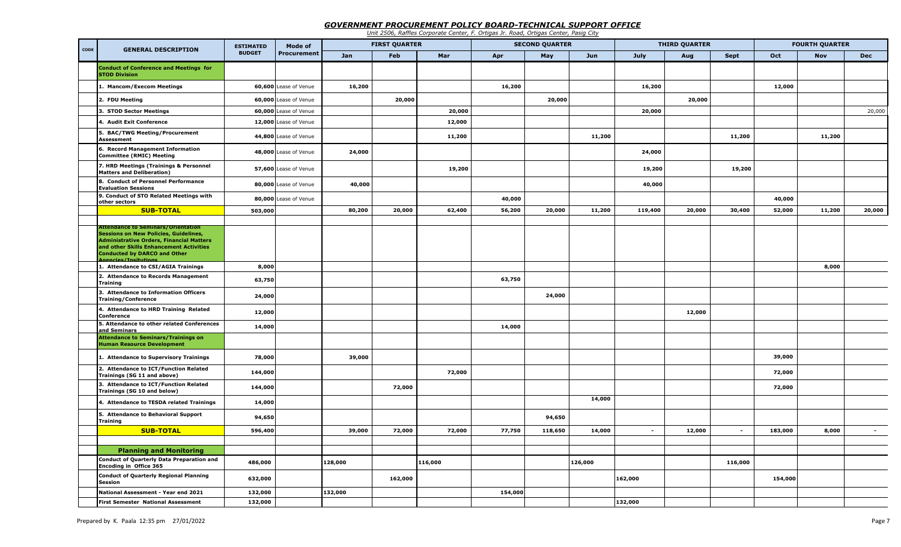# *GOVERNMENT PROCUREMENT POLICY BOARD-TECHNICAL SUPPORT OFFICE*

*Unit 2506, Raffles Corporate Center, F. Ortigas Jr. Road, Ortigas Center, Pasig City*

| CODE | GENERAL DESCRIPTION | ESTIMATED BUDGET | Mode of Procurement | FIRST QUARTER | | | SECOND QUARTER | | | THIRD QUARTER | | | FOURTH QUARTER | | |
|---|---|---|---|---|---|---|---|---|---|---|---|---|---|---|---|
| | | | | Jan | Feb | Mar | Apr | May | Jun | July | Aug | Sept | Oct | Nov | Dec |
| | **Conduct of Conference and Meetings for STOD Division** | | | | | | | | | | | | | | |
| | **1. Mancom/Execom Meetings** | **60,600** | Lease of Venue | **16,200** | | | **16,200** | | | **16,200** | | | **12,000** | | |
| | **2. FDU Meeting** | **60,000** | Lease of Venue | | **20,000** | | | **20,000** | | | **20,000** | | | | |
| | **3. STOD Sector Meetings** | **60,000** | Lease of Venue | | | **20,000** | | | | **20,000** | | | | | 20,000 |
| | **4. Audit Exit Conference** | **12,000** | Lease of Venue | | | **12,000** | | | | | | | | | |
| | **5. BAC/TWG Meeting/Procurement Assessment** | **44,800** | Lease of Venue | | | **11,200** | | | **11,200** | | | **11,200** | | **11,200** | |
| | **6. Record Management Information Committee (RMIC) Meeting** | **48,000** | Lease of Venue | **24,000** | | | | | | **24,000** | | | | | |
| | **7. HRD Meetings (Trainings & Personnel Matters and Deliberation)** | **57,600** | Lease of Venue | | | **19,200** | | | | **19,200** | | **19,200** | | | |
| | **8. Conduct of Personnel Performance Evaluation Sessions** | **80,000** | Lease of Venue | **40,000** | | | | | | **40,000** | | | | | |
| | **9. Conduct of STO Related Meetings with other sectors** | **80,000** | Lease of Venue | | | | **40,000** | | | | | | **40,000** | | |
| | **SUB-TOTAL** | **503,000** | | **80,200** | **20,000** | **62,400** | **56,200** | **20,000** | **11,200** | **119,400** | **20,000** | **30,400** | **52,000** | **11,200** | **20,000** |
| | | | | | | | | | | | | | | | |
| | **Attendance to Seminars/Orientation Sessions on New Policies, Guidelines, Administrative Orders, Financial Matters and other Skills Enhancement Activities Conducted by DARCO and Other Agencies/Insitutions** | | | | | | | | | | | | | | |
| | **1. Attendance to CSI/AGIA Trainings** | **8,000** | | | | | | | | | | | | **8,000** | |
| | **2. Attendance to Records Management Training** | **63,750** | | | | | **63,750** | | | | | | | | |
| | **3. Attendance to Information Officers Training/Conference** | **24,000** | | | | | | **24,000** | | | | | | | |
| | **4. Attendance to HRD Training Related Conference** | **12,000** | | | | | | | | | **12,000** | | | | |
| | **5. Attendance to other related Conferences and Seminars** | **14,000** | | | | | **14,000** | | | | | | | | |
| | **Attendance to Seminars/Trainings on Human Resource Development** | | | | | | | | | | | | | | |
| | **1. Attendance to Supervisory Trainings** | **78,000** | | **39,000** | | | | | | | | | **39,000** | | |
| | **2. Attendance to ICT/Function Related Trainings (SG 11 and above)** | **144,000** | | | | **72,000** | | | | | | | **72,000** | | |
| | **3. Attendance to ICT/Function Related Trainings (SG 10 and below)** | **144,000** | | | **72,000** | | | | | | | | **72,000** | | |
| | **4. Attendance to TESDA related Trainings** | **14,000** | | | | | | | **14,000** | | | | | | |
| | **5. Attendance to Behavioral Support Training** | **94,650** | | | | | | **94,650** | | | | | | | |
| | **SUB-TOTAL** | **596,400** | | **39,000** | **72,000** | **72,000** | **77,750** | **118,650** | **14,000** | **-** | **12,000** | **-** | **183,000** | **8,000** | **-** |
| | | | | | | | | | | | | | | | |
| | **Planning and Monitoring** | | | | | | | | | | | | | | |
| | **Conduct of Quarterly Data Preparation and Encoding in Office 365** | **486,000** | | **128,000** | | **116,000** | | | **126,000** | | | **116,000** | | | |
| | **Conduct of Quarterly Regional Planning Session** | **632,000** | | | **162,000** | | | | | **162,000** | | | **154,000** | | |
| | **National Assessment - Year end 2021** | **132,000** | | **132,000** | | | **154,000** | | | | | | | | |
| | **First Semester National Assessment** | **132,000** | | | | | | | | **132,000** | | | | | |

Prepared by K. Paala 12:35 pm 27/01/2022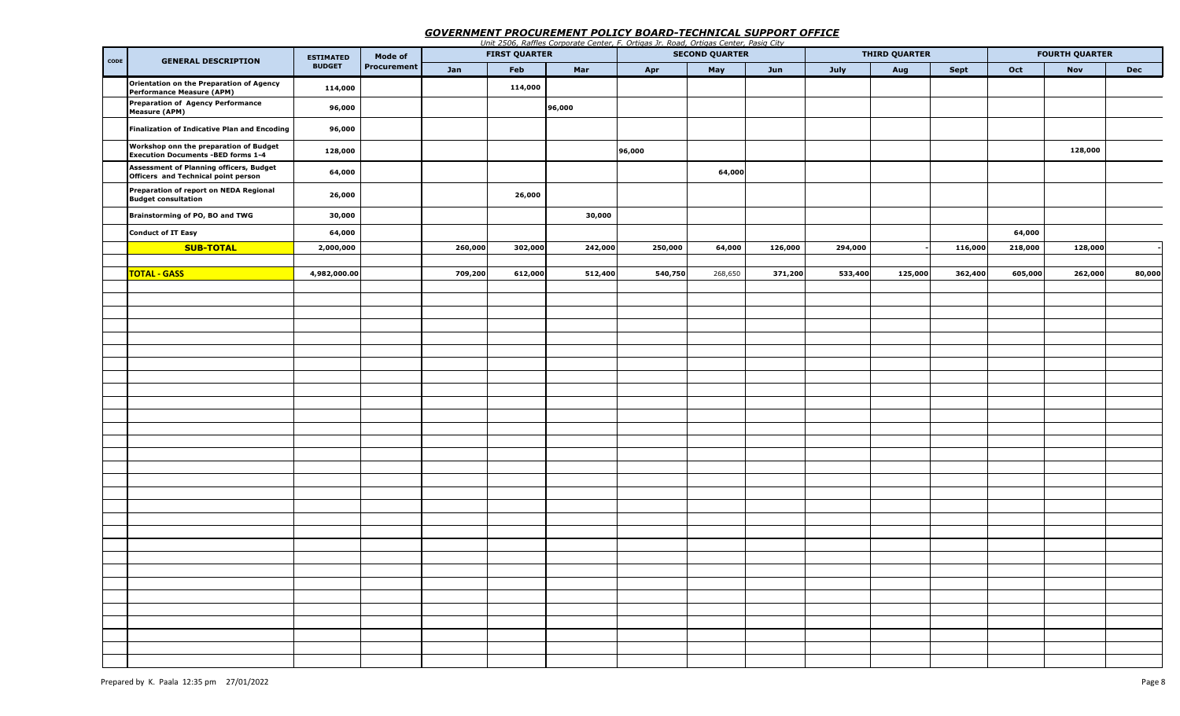## GOVERNMENT PROCUREMENT POLICY BOARD-TECHNICAL SUPPORT OFFICE

*Unit 2506, Raffles Corporate Center, F. Ortigas Jr. Road, Ortigas Center, Pasig City*

| CODE | GENERAL DESCRIPTION | ESTIMATED BUDGET | Mode of Procurement | FIRST QUARTER | | | SECOND QUARTER | | | THIRD QUARTER | | | FOURTH QUARTER | | |
|---|---|---|---|---|---|---|---|---|---|---|---|---|---|---|---|
| | | | | Jan | Feb | Mar | Apr | May | Jun | July | Aug | Sept | Oct | Nov | Dec |
| | Orientation on the Preparation of Agency Performance Measure (APM) | 114,000 | | | 114,000 | | | | | | | | | | |
| | Preparation of Agency Performance Measure (APM) | 96,000 | | | | 96,000 | | | | | | | | | |
| | Finalization of Indicative Plan and Encoding | 96,000 | | | | | | | | | | | | | |
| | Workshop onn the preparation of Budget Execution Documents -BED forms 1-4 | 128,000 | | | | | 96,000 | | | | | | | 128,000 | |
| | Assessment of Planning officers, Budget Officers and Technical point person | 64,000 | | | | | | 64,000 | | | | | | | |
| | Preparation of report on NEDA Regional Budget consultation | 26,000 | | | 26,000 | | | | | | | | | | |
| | Brainstorming of PO, BO and TWG | 30,000 | | | | 30,000 | | | | | | | | | |
| | Conduct of IT Easy | 64,000 | | | | | | | | | | | 64,000 | | |
| | **SUB-TOTAL** | 2,000,000 | | 260,000 | 302,000 | 242,000 | 250,000 | 64,000 | 126,000 | 294,000 | - | 116,000 | 218,000 | 128,000 | - |
| | | | | | | | | | | | | | | | |
| | **TOTAL - GASS** | 4,982,000.00 | | 709,200 | 612,000 | 512,400 | 540,750 | 268,650 | 371,200 | 533,400 | 125,000 | 362,400 | 605,000 | 262,000 | 80,000 |

Prepared by K. Paala 12:35 pm 27/01/2022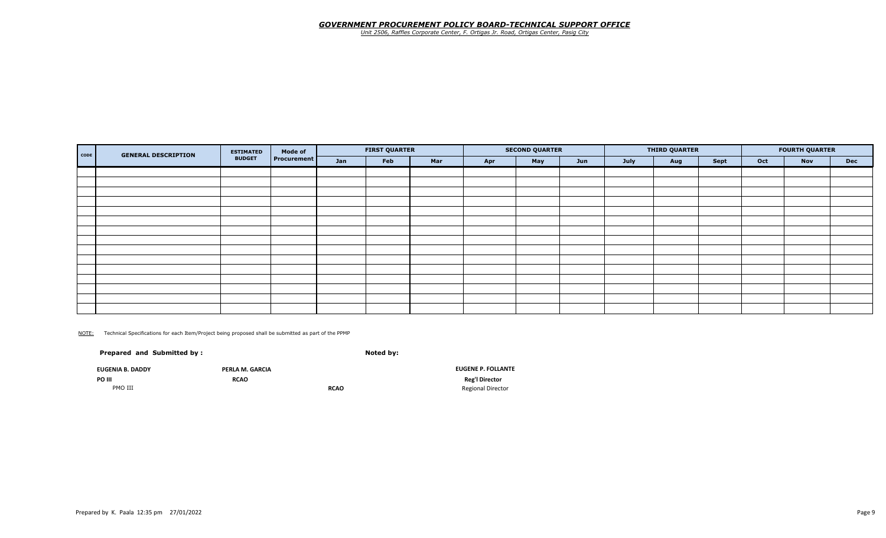***GOVERNMENT PROCUREMENT POLICY BOARD-TECHNICAL SUPPORT OFFICE***
*Unit 2506, Raffles Corporate Center, F. Ortigas Jr. Road, Ortigas Center, Pasig City*

| CODE | GENERAL DESCRIPTION | ESTIMATED BUDGET | Mode of Procurement | FIRST QUARTER | | | SECOND QUARTER | | | THIRD QUARTER | | | FOURTH QUARTER | | |
|---|---|---|---|---|---|---|---|---|---|---|---|---|---|---|---|
| | | | | Jan | Feb | Mar | Apr | May | Jun | July | Aug | Sept | Oct | Nov | Dec |
| | | | | | | | | | | | | | | | |
| | | | | | | | | | | | | | | | |
| | | | | | | | | | | | | | | | |
| | | | | | | | | | | | | | | | |
| | | | | | | | | | | | | | | | |
| | | | | | | | | | | | | | | | |
| | | | | | | | | | | | | | | | |
| | | | | | | | | | | | | | | | |
| | | | | | | | | | | | | | | | |
| | | | | | | | | | | | | | | | |
| | | | | | | | | | | | | | | | |
| | | | | | | | | | | | | | | | |
| | | | | | | | | | | | | | | | |
| | | | | | | | | | | | | | | | |
| | | | | | | | | | | | | | | | |

NOTE: Technical Specifications for each Item/Project being proposed shall be submitted as part of the PPMP

**Prepared and Submitted by :** **Noted by:**

**EUGENIA B. DADDY**
**PO III**
PMO III

**PERLA M. GARCIA**
**RCAO**
**RCAO**

**EUGENE P. FOLLANTE**
**Reg'l Director**
Regional Director

Prepared by K. Paala 12:35 pm 27/01/2022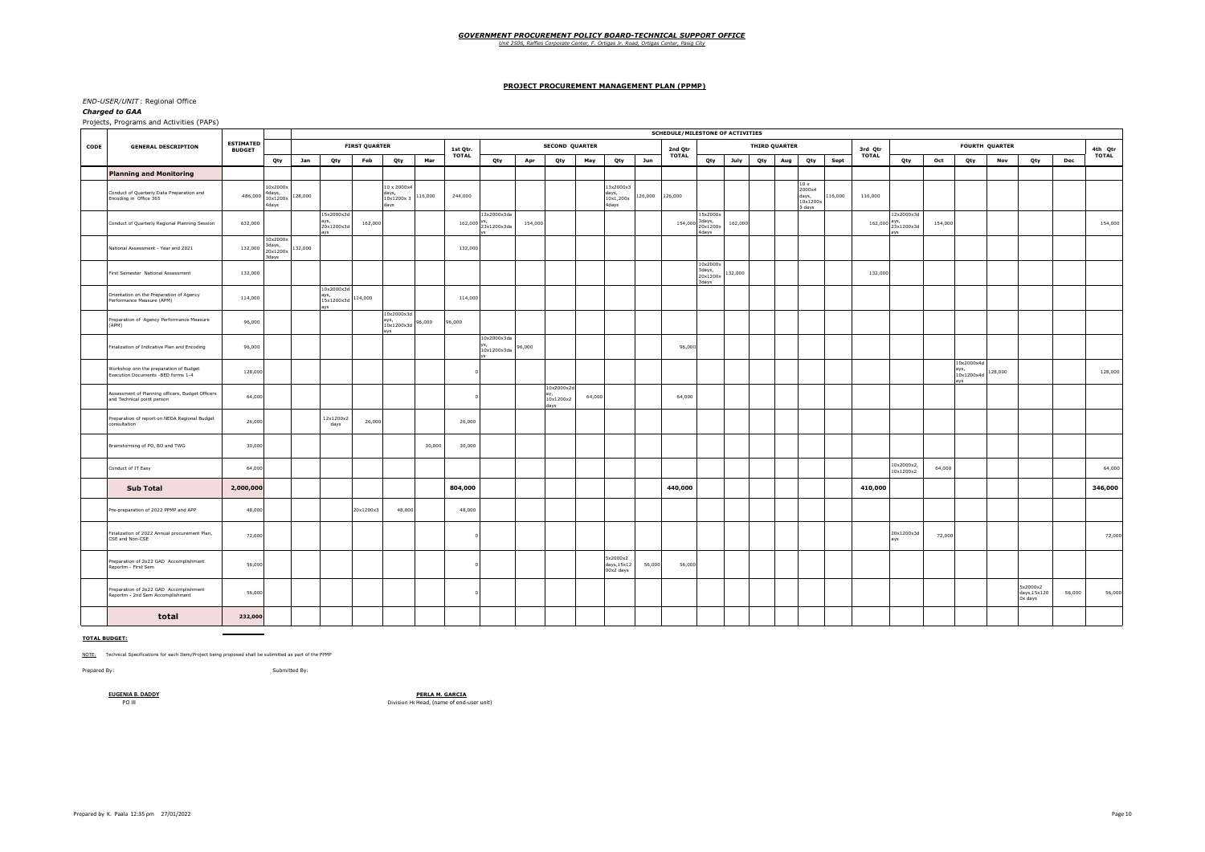**GOVERNMENT PROCUREMENT POLICY BOARD-TECHNICAL SUPPORT OFFICE**

*Unit 2506, Raffles Corporate Center, F. Ortigas Jr. Road, Ortigas Center, Pasig City*

**PROJECT PROCUREMENT MANAGEMENT PLAN (PPMP)**

*END-USER/UNIT :* Regional Office

***Charged to GAA***

Projects, Programs and Activities (PAPs)

| CODE | GENERAL DESCRIPTION | ESTIMATED BUDGET | SCHEDULE/MILESTONE OF ACTIVITIES | | | | | | | | | | | | | | | | | | | | | | | | | | | | | | |
|---|---|---|---|---|---|---|---|---|---|---|---|---|---|---|---|---|---|---|---|---|---|---|---|---|---|---|---|---|---|---|---|---|---|
| | | | FIRST QUARTER | | | | | | | 1st Qtr. TOTAL | SECOND QUARTER | | | | | | 2nd Qtr TOTAL | THIRD QUARTER | | | | | | 3rd Qtr TOTAL | FOURTH QUARTER | | | | | | 4th Qtr TOTAL |
| | | | Qty | Jan | Qty | Feb | Qty | Mar | | Qty | Apr | Qty | May | Qty | Jun | | Qty | July | Qty | Aug | Qty | Sept | | Qty | Oct | Qty | Nov | Qty | Dec | |
| | **Planning and Monitoring** | | | | | | | | | | | | | | | | | | | | | | | | | | | | | |
| | Conduct of Quarterly Data Preparation and Encoding in Office 365 | 486,000 | 10x2000x 4days, 10x1200x 4days | 128,000 | | | 10 x 2000x4 days, 10x1200x 3 days | 116,000 | 244,000 | | | | | 13x2000x3 days, 10x1,200x 4days | 126,000 | 126,000 | | | | | 10 x 2000x4 days, 10x1200x 3 days | 116,000 | 116,000 | | | | | | | |
| | Conduct of Quarterly Regional Planning Session | 632,000 | | | 15x2000x3days, 20x1200x3days | 162,000 | | | 162,000 | 12x2000x3days, 23x1200x3days | 154,000 | | | | | 154,000 | 15x2000x 3days, 20x1200x 4days | 162,000 | | | | | 162,000 | 12x2000x3days, 23x1200x3days | 154,000 | | | | | 154,000 |
| | National Assessment - Year end 2021 | 132,000 | 10x2000x 3days, 20x1200x 3days | 132,000 | | | | | 132,000 | | | | | | | | | | | | | | | | | | | | | |
| | First Semester National Assessment | 132,000 | | | | | | | | | | | | | | | 10x2000x 3days, 20x1200x 3days | 132,000 | | | | | 132,000 | | | | | | | |
| | Orientation on the Preparation of Agency Performance Measure (APM) | 114,000 | | | 10x2000x3days, 15x1200x3days | 114,000 | | | 114,000 | | | | | | | | | | | | | | | | | | | | | |
| | Preparation of Agency Performance Measure (APM) | 96,000 | | | | | 10x2000x3days, 10x1200x3days | 96,000 | 96,000 | | | | | | | | | | | | | | | | | | | | | |
| | Finalization of Indicative Plan and Encoding | 96,000 | | | | | | | | 10x2000x3days, 10x1200x3days | 96,000 | | | | | 96,000 | | | | | | | | | | | | | | |
| | Workshop onn the preparation of Budget Execution Documents -BED forms 1-4 | 128,000 | | | | | | | 0 | | | | | | | | | | | | | | | | | 10x2000x4days, 10x1200x4days | 128,000 | | | 128,000 |
| | Assessment of Planning officers, Budget Officers and Technical point person | 64,000 | | | | | | | 0 | | | 10x2000x2day, 10x1200x2days | 64,000 | | | 64,000 | | | | | | | | | | | | | | |
| | Preparation of report on NEDA Regional Budget consultation | 26,000 | | | 12x1200x2 days | 26,000 | | | 26,000 | | | | | | | | | | | | | | | | | | | | | |
| | Brainstorming of PO, BO and TWG | 30,000 | | | | | | 30,000 | 30,000 | | | | | | | | | | | | | | | | | | | | | |
| | Conduct of IT Easy | 64,000 | | | | | | | | | | | | | | | | | | | | | | 10x2000x2, 10x1200x2 | 64,000 | | | | | 64,000 |
| | **Sub Total** | **2,000,000** | | | | | | | **804,000** | | | | | | | **440,000** | | | | | | | **410,000** | | | | | | | **346,000** |
| | Pre-preparation of 2022 PPMP and APP | 48,000 | | | | 20x1200x3 | 48,000 | | 48,000 | | | | | | | | | | | | | | | | | | | | | |
| | Finalization of 2022 Annual procurement Plan, CSE and Non-CSE | 72,000 | | | | | | | 0 | | | | | | | | | | | | | | | 20x1200x3days | 72,000 | | | | | 72,000 |
| | Preparation of 2o22 GAD Accomplishment Reportrn - First Sem | 56,000 | | | | | | | 0 | | | | | 5x2000x2 days,15x1200x2 days | 56,000 | 56,000 | | | | | | | | | | | | | | |
| | Preparation of 2o22 GAD Accomplishment Reportrn - 2nd Sem Accomplishment | 56,000 | | | | | | | 0 | | | | | | | | | | | | | | | | | | | 5x2000x2 days,15x1200x days | 56,000 | 56,000 |
| | **total** | **232,000** | | | | | | | | | | | | | | | | | | | | | | | | | | | | |

**TOTAL BUDGET:**

NOTE: Technical Specifications for each Item/Project being proposed shall be submitted as part of the PPMP

Prepared By: Submitted By:

**EUGENIA B. DADDY**
PO III

**PERLA M. GARCIA**
Division Head, (name of end-user unit)

Prepared by K. Paala 12:35 pm 27/01/2022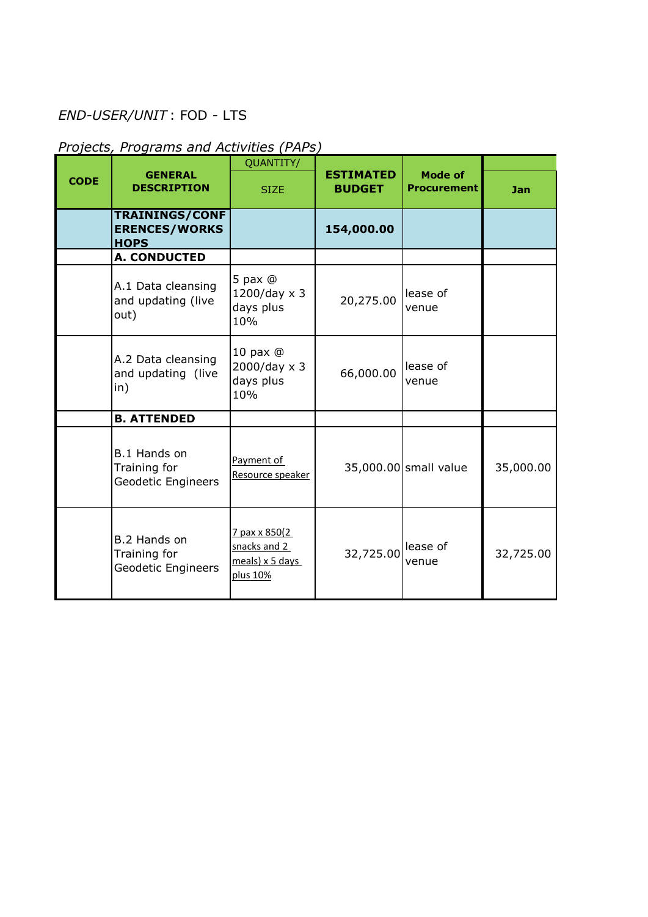*END-USER/UNIT* : FOD - LTS

*Projects, Programs and Activities (PAPs)*

| CODE | GENERAL DESCRIPTION | QUANTITY/ SIZE | ESTIMATED BUDGET | Mode of Procurement | Jan |
|---|---|---|---|---|---|
| | **TRAININGS/CONFERENCES/WORKSHOPS** | | **154,000.00** | | |
| | **A. CONDUCTED** | | | | |
| | A.1 Data cleansing and updating (live out) | 5 pax @ 1200/day x 3 days plus 10% | 20,275.00 | lease of venue | |
| | A.2 Data cleansing and updating (live in) | 10 pax @ 2000/day x 3 days plus 10% | 66,000.00 | lease of venue | |
| | **B. ATTENDED** | | | | |
| | B.1 Hands on Training for Geodetic Engineers | Payment of Resource speaker | 35,000.00 | small value | 35,000.00 |
| | B.2 Hands on Training for Geodetic Engineers | 7 pax x 850(2 snacks and 2 meals) x 5 days plus 10% | 32,725.00 | lease of venue | 32,725.00 |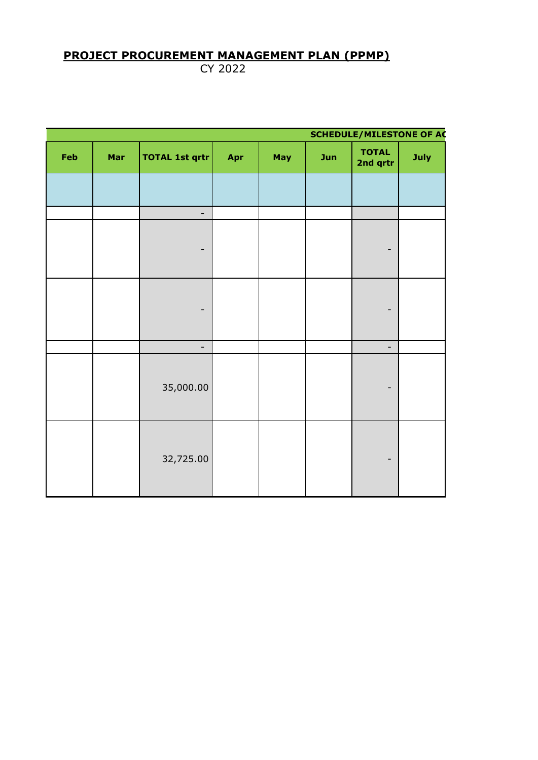## PROJECT PROCUREMENT MANAGEMENT PLAN (PPMP)

CY 2022

| SCHEDULE/MILESTONE OF AC | | | | | | | |
|---|---|---|---|---|---|---|---|
| Feb | Mar | TOTAL 1st qrtr | Apr | May | Jun | TOTAL 2nd qrtr | July |
| | | | | | | | |
| | | - | | | | | |
| | | - | | | | - | |
| | | - | | | | - | |
| | | - | | | | - | |
| | | 35,000.00 | | | | - | |
| | | 32,725.00 | | | | - | |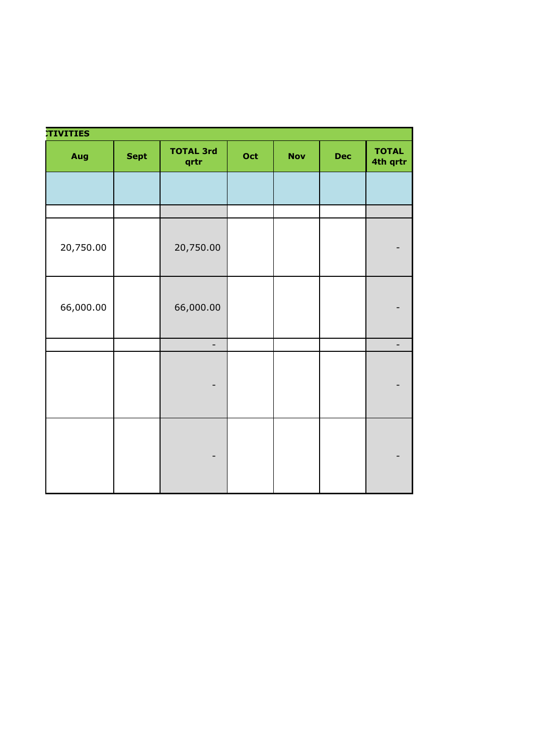| CTIVITIES | | | | | | |
|---|---|---|---|---|---|---|
| **Aug** | **Sept** | **TOTAL 3rd qrtr** | **Oct** | **Nov** | **Dec** | **TOTAL 4th qrtr** |
| | | | | | | |
| | | | | | | |
| 20,750.00 | | 20,750.00 | | | | - |
| 66,000.00 | | 66,000.00 | | | | - |
| | | - | | | | - |
| | | - | | | | - |
| | | - | | | | - |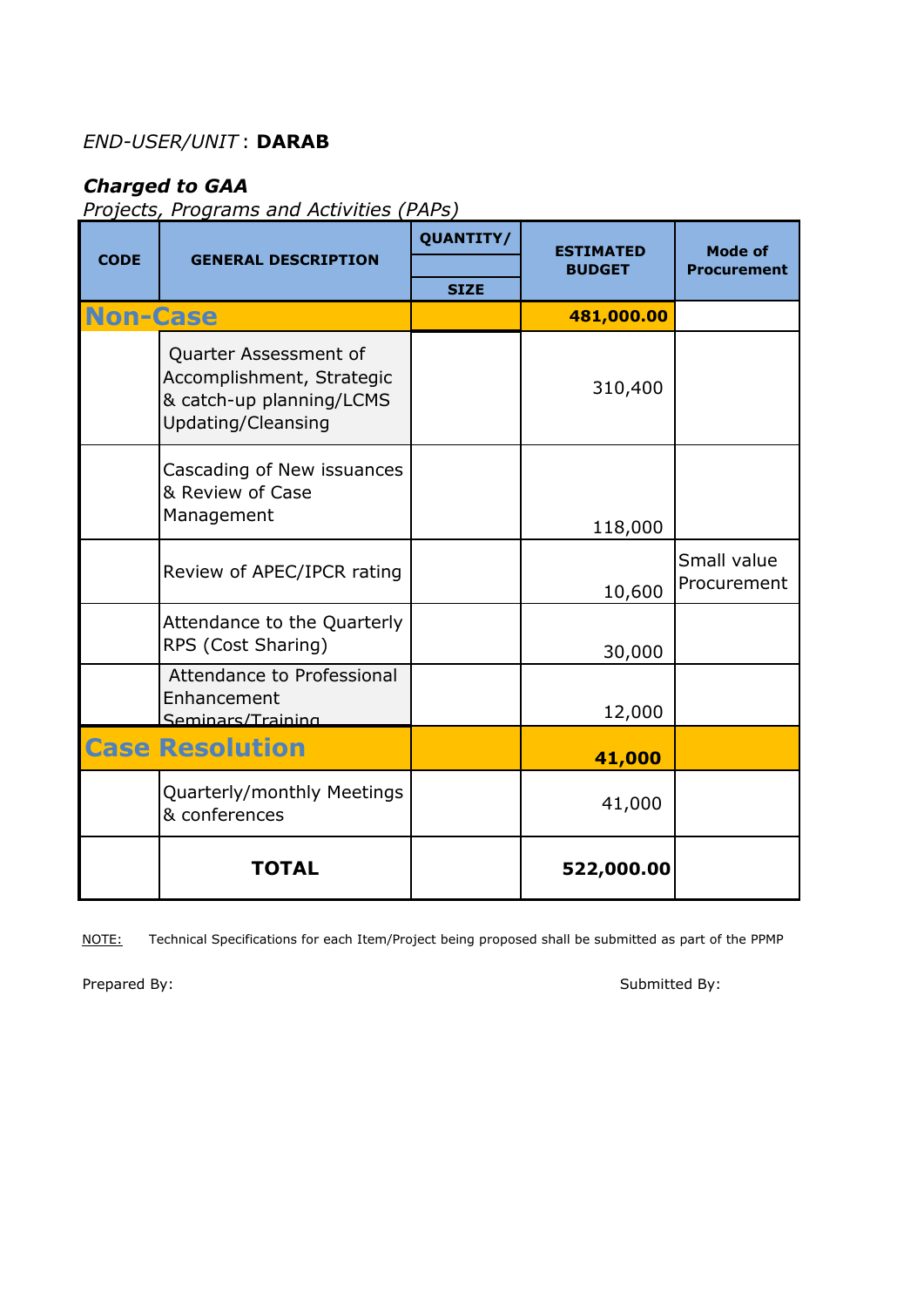*END-USER/UNIT* : **DARAB**

***Charged to GAA***

*Projects, Programs and Activities (PAPs)*

| CODE | GENERAL DESCRIPTION | QUANTITY/ SIZE | ESTIMATED BUDGET | Mode of Procurement |
|---|---|---|---|---|
| **Non-Case** | | | **481,000.00** | |
| | Quarter Assessment of Accomplishment, Strategic & catch-up planning/LCMS Updating/Cleansing | | 310,400 | |
| | Cascading of New issuances & Review of Case Management | | 118,000 | |
| | Review of APEC/IPCR rating | | 10,600 | Small value Procurement |
| | Attendance to the Quarterly RPS (Cost Sharing) | | 30,000 | |
| | Attendance to Professional Enhancement Seminars/Training | | 12,000 | |
| **Case Resolution** | | | **41,000** | |
| | Quarterly/monthly Meetings & conferences | | 41,000 | |
| | **TOTAL** | | **522,000.00** | |

NOTE: Technical Specifications for each Item/Project being proposed shall be submitted as part of the PPMP

Prepared By: Submitted By: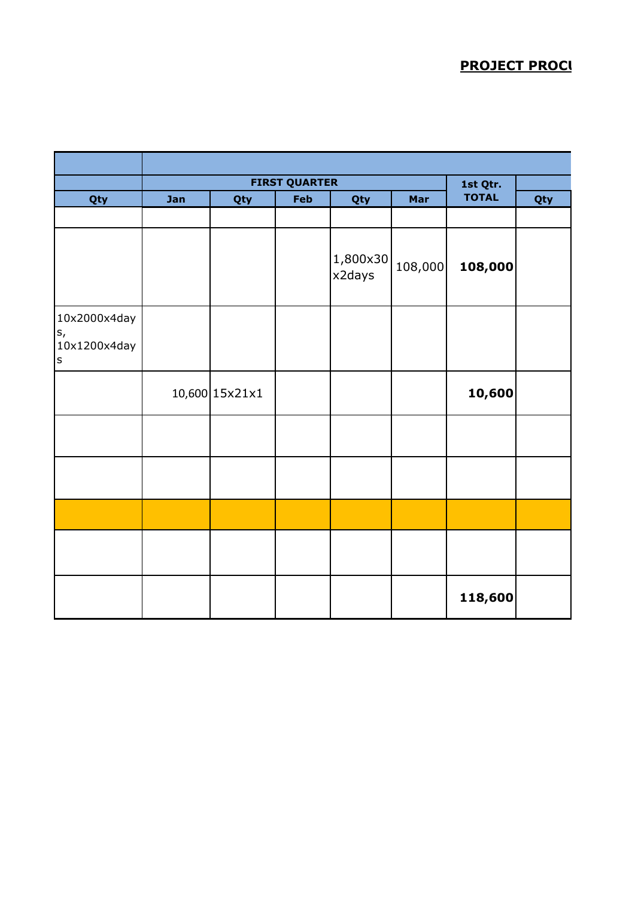## PROJECT PROCU

| | | | | | | | |
|---|---|---|---|---|---|---|---|
| | FIRST QUARTER | | | | | 1st Qtr. TOTAL | |
| Qty | Jan | Qty | Feb | Qty | Mar | | Qty |
| | | | | | | | |
| | | | | 1,800x30 x2days | 108,000 | **108,000** | |
| 10x2000x4days, 10x1200x4days | | | | | | | |
| | 10,600 | 15x21x1 | | | | **10,600** | |
| | | | | | | | |
| | | | | | | | |
| | | | | | | | |
| | | | | | | | |
| | | | | | | **118,600** | |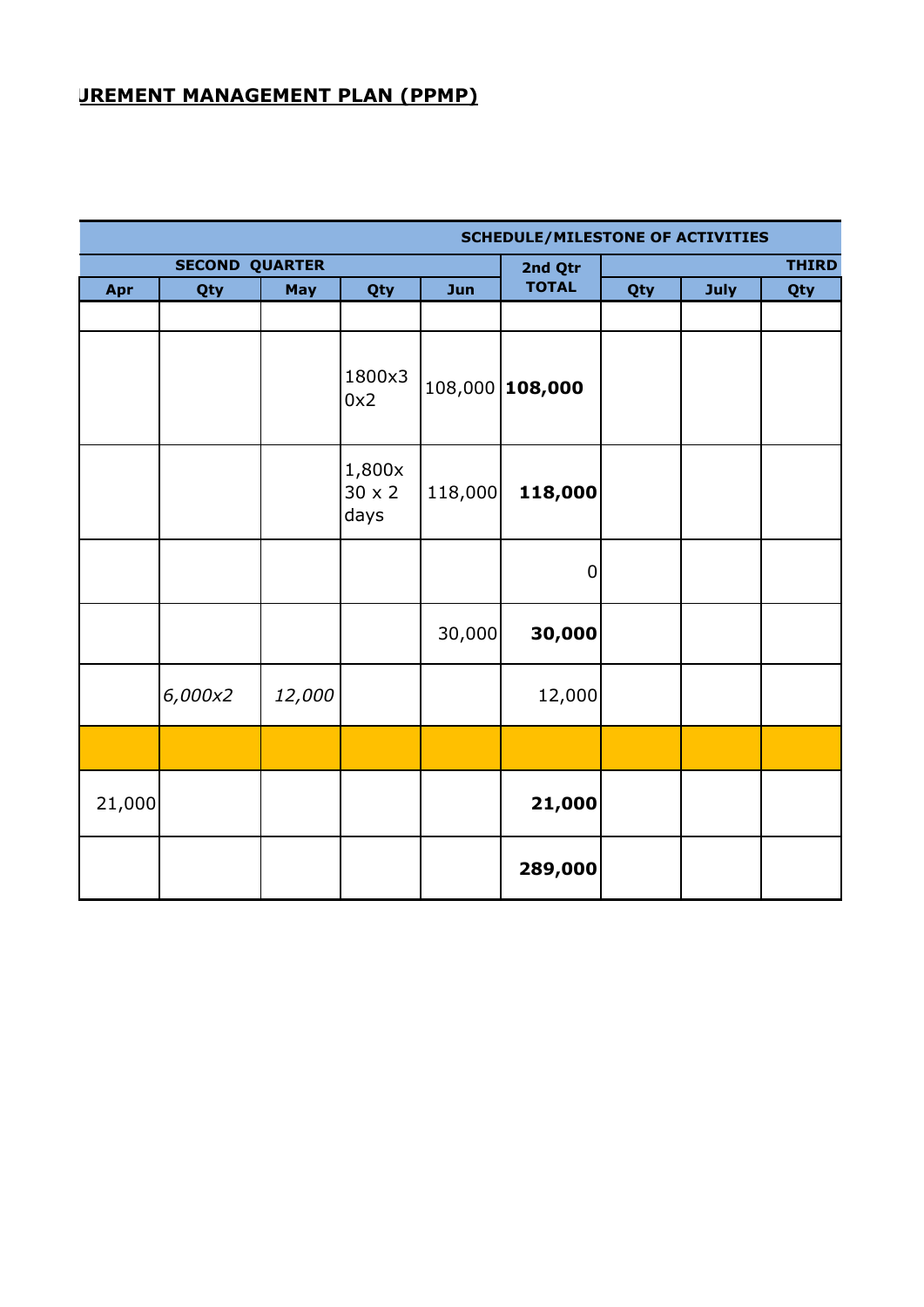## UREMENT MANAGEMENT PLAN (PPMP)

| SCHEDULE/MILESTONE OF ACTIVITIES | | | | | | | | |
|---|---|---|---|---|---|---|---|---|
| SECOND QUARTER | | | | | 2nd Qtr TOTAL | THIRD | | |
| Apr | Qty | May | Qty | Jun | | Qty | July | Qty |
| | | | | | | | | |
| | | | 1800x30x2 | 108,000 | **108,000** | | | |
| | | | 1,800x 30 x 2 days | 118,000 | **118,000** | | | |
| | | | | | 0 | | | |
| | | | | 30,000 | **30,000** | | | |
| | *6,000x2* | *12,000* | | | 12,000 | | | |
| | | | | | | | | |
| 21,000 | | | | | **21,000** | | | |
| | | | | | **289,000** | | | |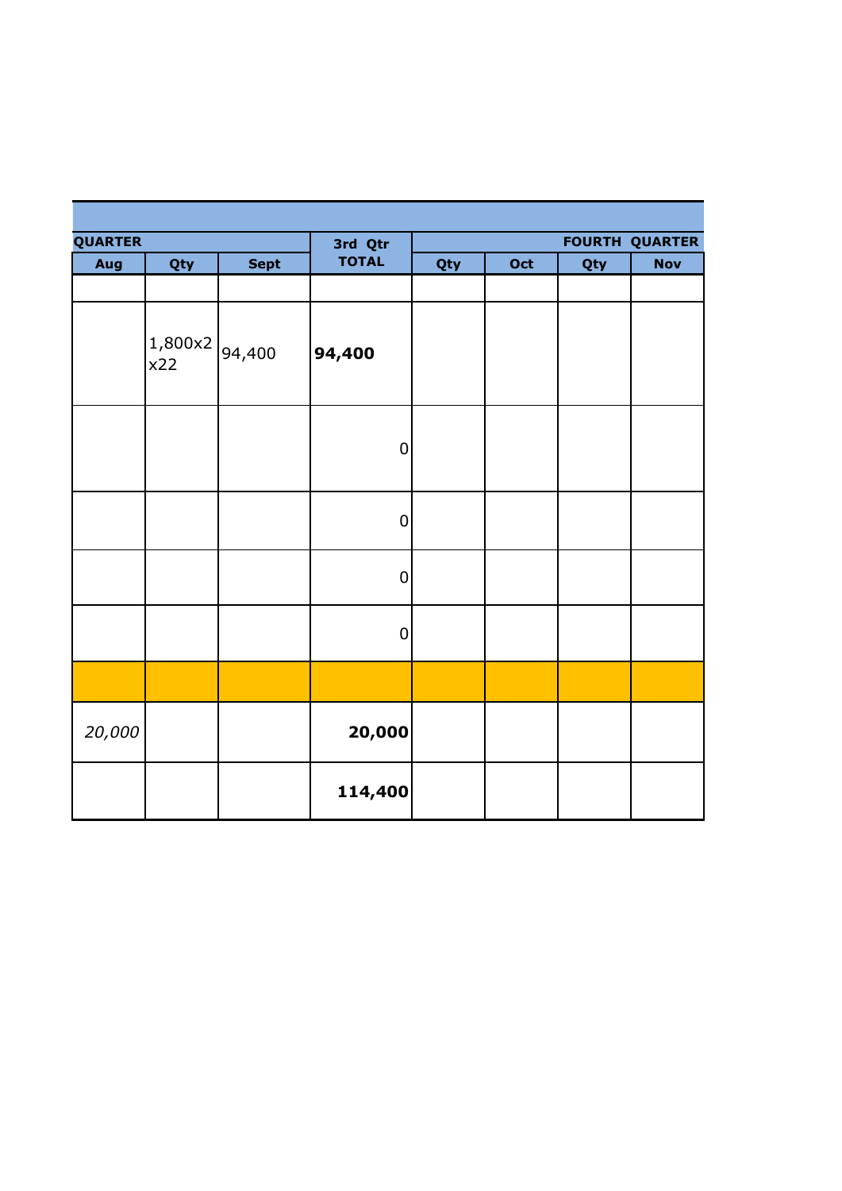| QUARTER | | | 3rd Qtr TOTAL | FOURTH QUARTER | | | |
|---|---|---|---|---|---|---|---|
| Aug | Qty | Sept | | Qty | Oct | Qty | Nov |
| | | | | | | | |
| | 1,800x2 x22 | 94,400 | **94,400** | | | | |
| | | | 0 | | | | |
| | | | 0 | | | | |
| | | | 0 | | | | |
| | | | 0 | | | | |
| | | | | | | | |
| *20,000* | | | **20,000** | | | | |
| | | | **114,400** | | | | |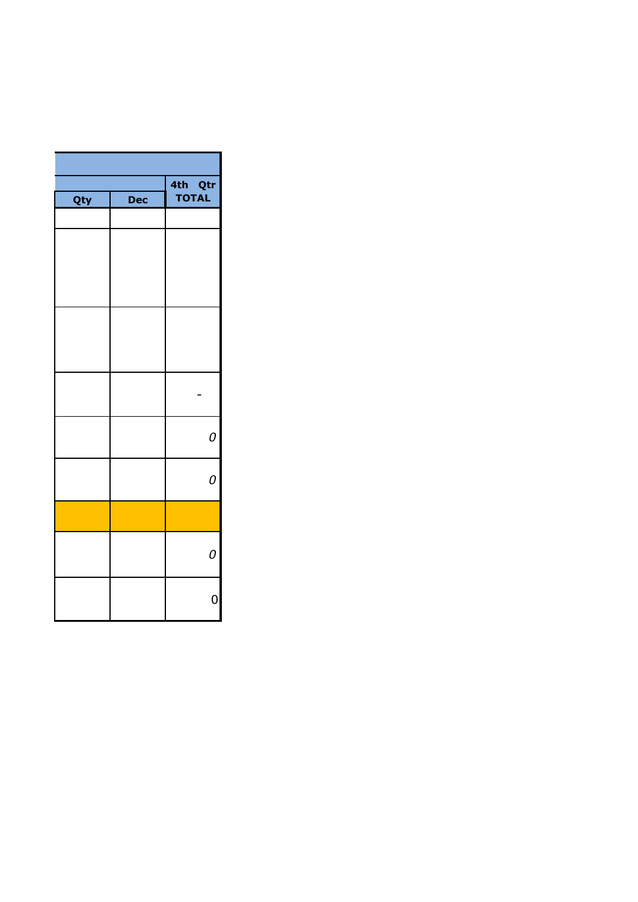| | | 4th Qtr TOTAL |
|---|---|---|
| Qty | Dec | |
| | | |
| | | |
| | | |
| | | - |
| | | *0* |
| | | *0* |
| | | |
| | | *0* |
| | | 0 |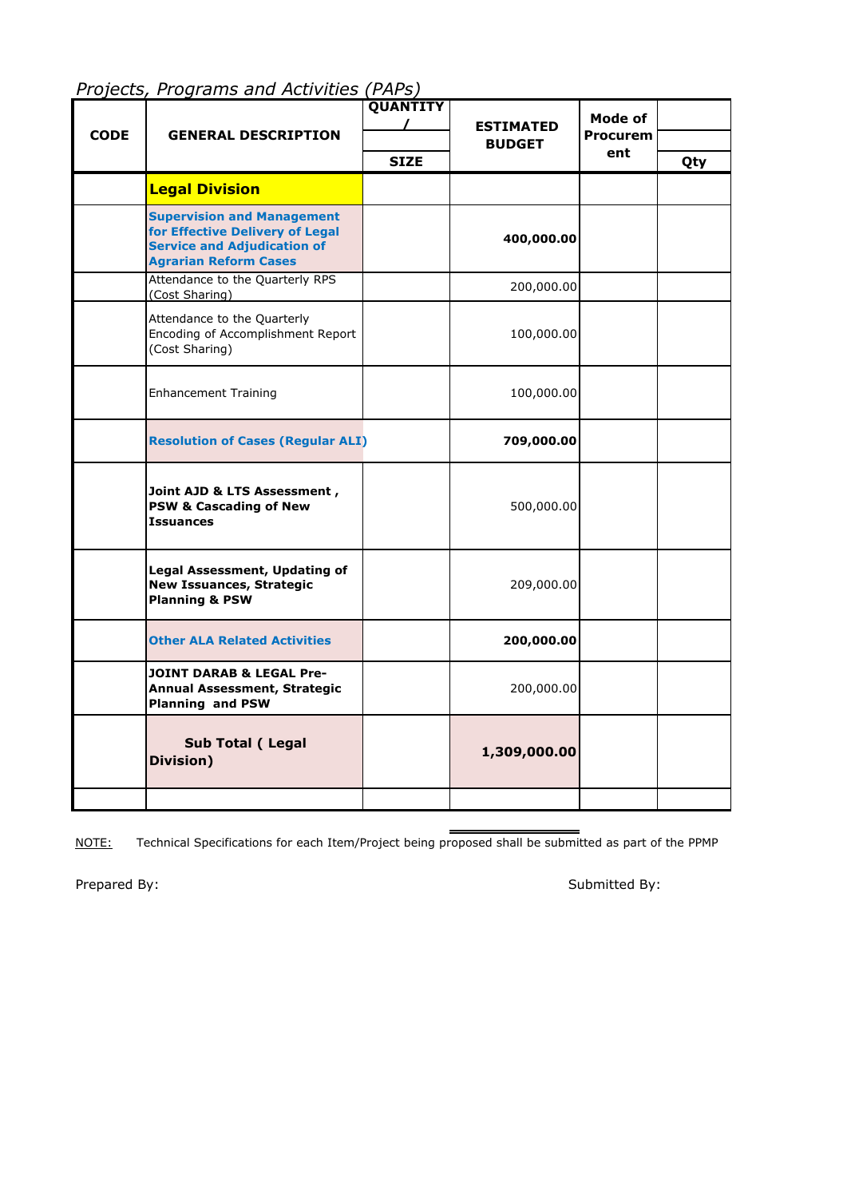*Projects, Programs and Activities (PAPs)*

| CODE | GENERAL DESCRIPTION | QUANTITY / SIZE | ESTIMATED BUDGET | Mode of Procurement | Qty |
|---|---|---|---|---|---|
| | **Legal Division** | | | | |
| | **Supervision and Management for Effective Delivery of Legal Service and Adjudication of Agrarian Reform Cases** | | **400,000.00** | | |
| | Attendance to the Quarterly RPS (Cost Sharing) | | 200,000.00 | | |
| | Attendance to the Quarterly Encoding of Accomplishment Report (Cost Sharing) | | 100,000.00 | | |
| | Enhancement Training | | 100,000.00 | | |
| | **Resolution of Cases (Regular ALI)** | | **709,000.00** | | |
| | **Joint AJD & LTS Assessment , PSW & Cascading of New Issuances** | | 500,000.00 | | |
| | **Legal Assessment, Updating of New Issuances, Strategic Planning & PSW** | | 209,000.00 | | |
| | **Other ALA Related Activities** | | **200,000.00** | | |
| | **JOINT DARAB & LEGAL Pre-Annual Assessment, Strategic Planning and PSW** | | 200,000.00 | | |
| | **Sub Total ( Legal Division)** | | **1,309,000.00** | | |
| | | | | | |

NOTE: Technical Specifications for each Item/Project being proposed shall be submitted as part of the PPMP

Prepared By: Submitted By: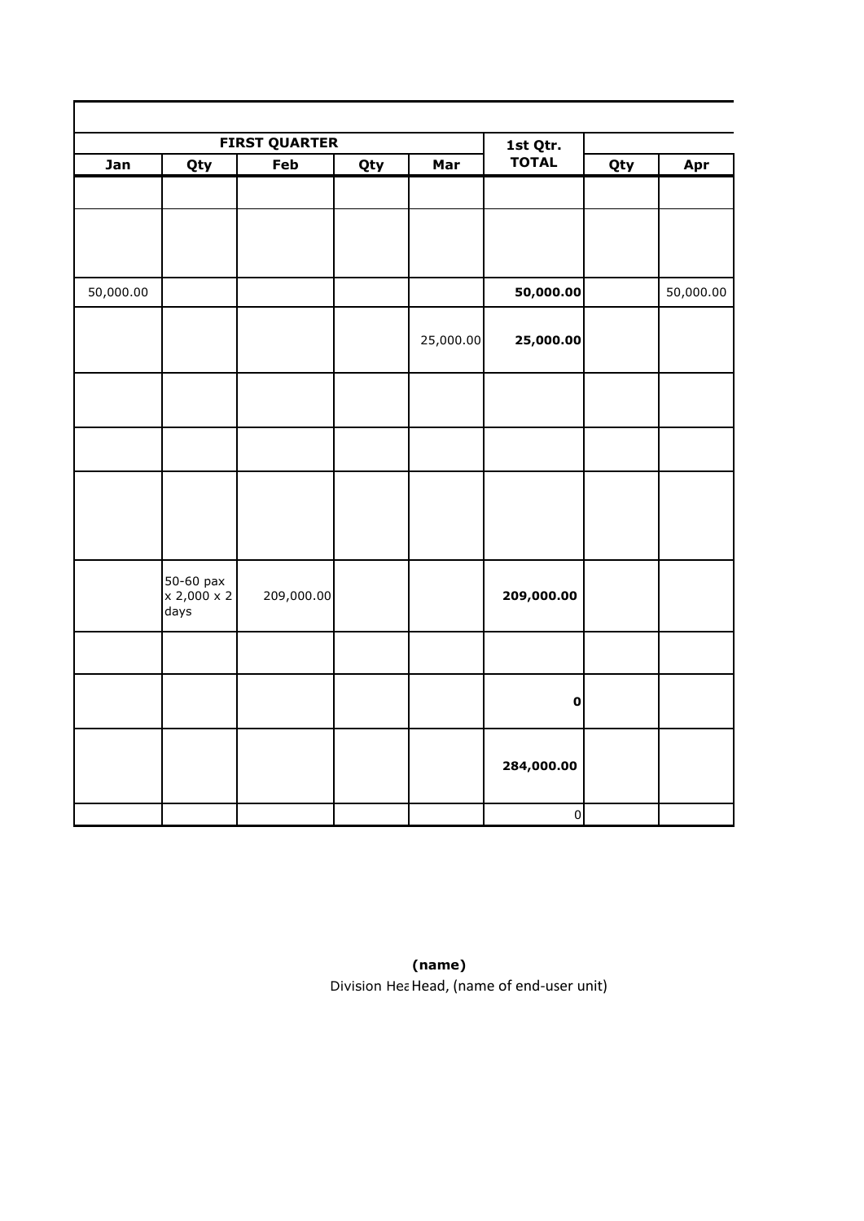| FIRST QUARTER | | | | | 1st Qtr. TOTAL | | |
|---|---|---|---|---|---|---|---|
| Jan | Qty | Feb | Qty | Mar | | Qty | Apr |
| | | | | | | | |
| | | | | | | | |
| 50,000.00 | | | | | **50,000.00** | | 50,000.00 |
| | | | | 25,000.00 | **25,000.00** | | |
| | | | | | | | |
| | | | | | | | |
| | | | | | | | |
| | 50-60 pax x 2,000 x 2 days | 209,000.00 | | | **209,000.00** | | |
| | | | | | | | |
| | | | | | **0** | | |
| | | | | | **284,000.00** | | |
| | | | | | 0 | | |

**(name)**

Division Hea Head, (name of end-user unit)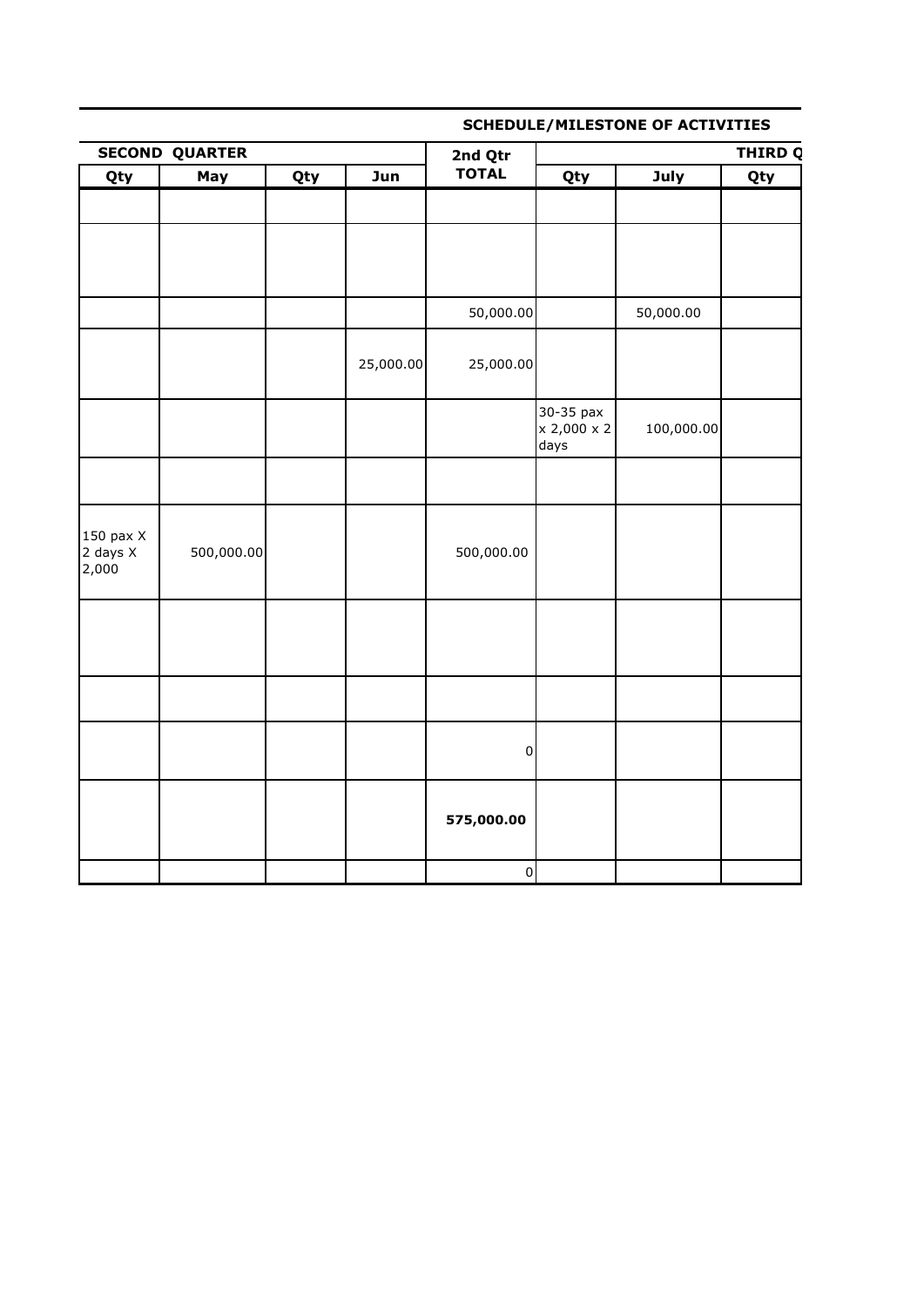**SCHEDULE/MILESTONE OF ACTIVITIES**

| SECOND QUARTER | | | | 2nd Qtr TOTAL | | | THIRD Q |
|---|---|---|---|---|---|---|---|
| Qty | May | Qty | Jun | | Qty | July | Qty |
| | | | | | | | |
| | | | | | | | |
| | | | | 50,000.00 | | 50,000.00 | |
| | | | 25,000.00 | 25,000.00 | | | |
| | | | | | 30-35 pax x 2,000 x 2 days | 100,000.00 | |
| | | | | | | | |
| 150 pax X 2 days X 2,000 | 500,000.00 | | | 500,000.00 | | | |
| | | | | | | | |
| | | | | | | | |
| | | | | 0 | | | |
| | | | | **575,000.00** | | | |
| | | | | 0 | | | |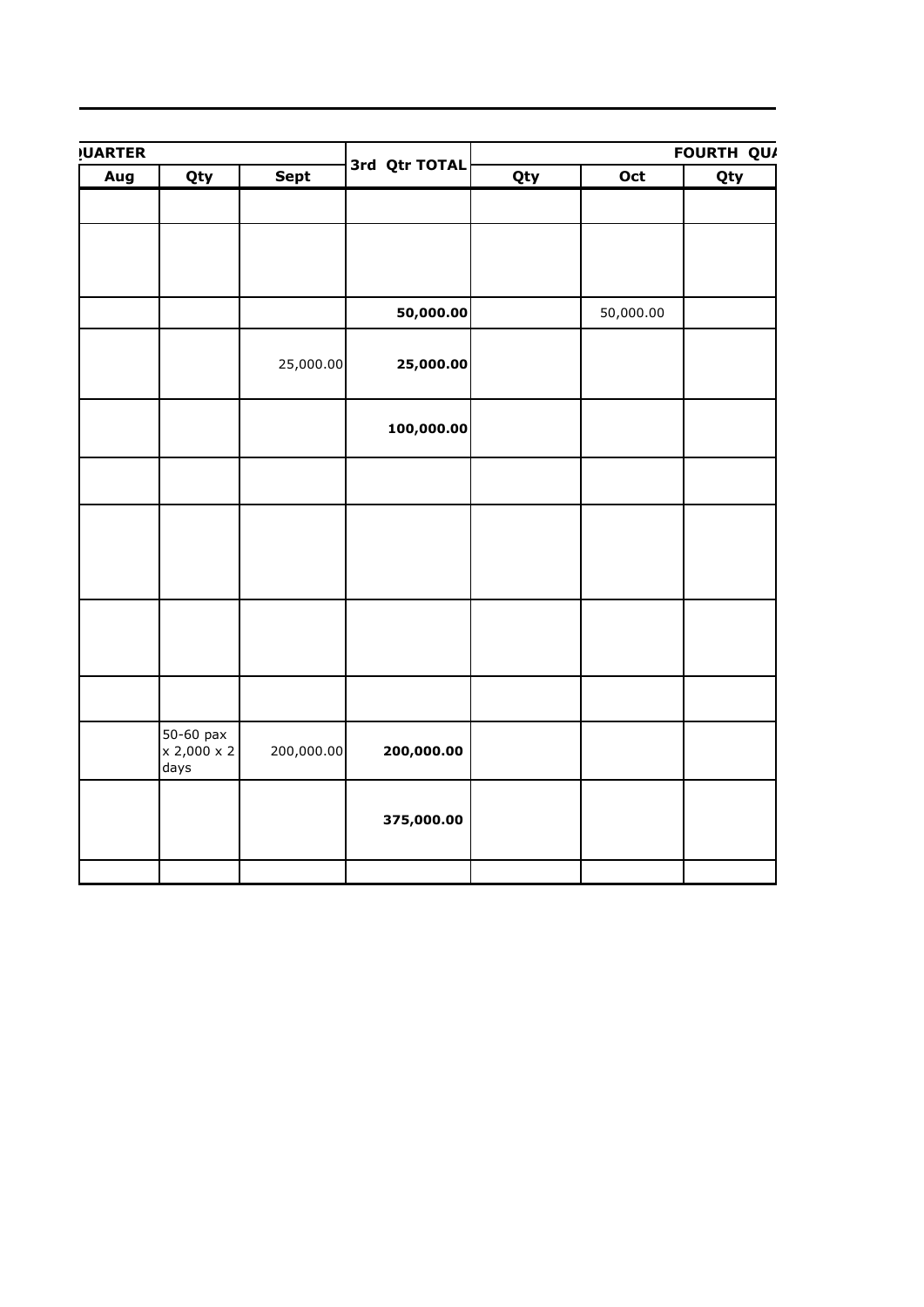| QUARTER | | | 3rd Qtr TOTAL | | | FOURTH QUA |
|---|---|---|---|---|---|---|
| Aug | Qty | Sept | | Qty | Oct | Qty |
| | | | | | | |
| | | | | | | |
| | | | **50,000.00** | | 50,000.00 | |
| | | 25,000.00 | **25,000.00** | | | |
| | | | **100,000.00** | | | |
| | | | | | | |
| | | | | | | |
| | | | | | | |
| | | | | | | |
| | 50-60 pax x 2,000 x 2 days | 200,000.00 | **200,000.00** | | | |
| | | | **375,000.00** | | | |
| | | | | | | |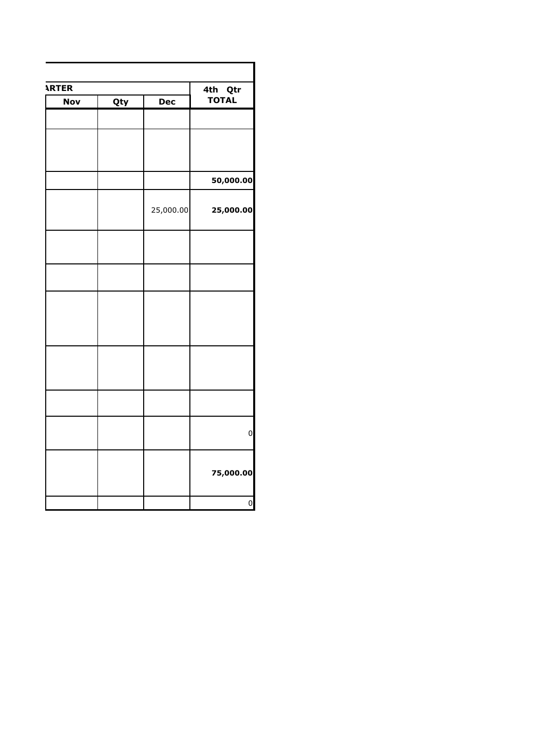| ARTER | | | 4th Qtr |
|---|---|---|---|
| Nov | Qty | Dec | TOTAL |
| | | | |
| | | | |
| | | | **50,000.00** |
| | | 25,000.00 | **25,000.00** |
| | | | |
| | | | |
| | | | |
| | | | |
| | | | |
| | | | 0 |
| | | | **75,000.00** |
| | | | 0 |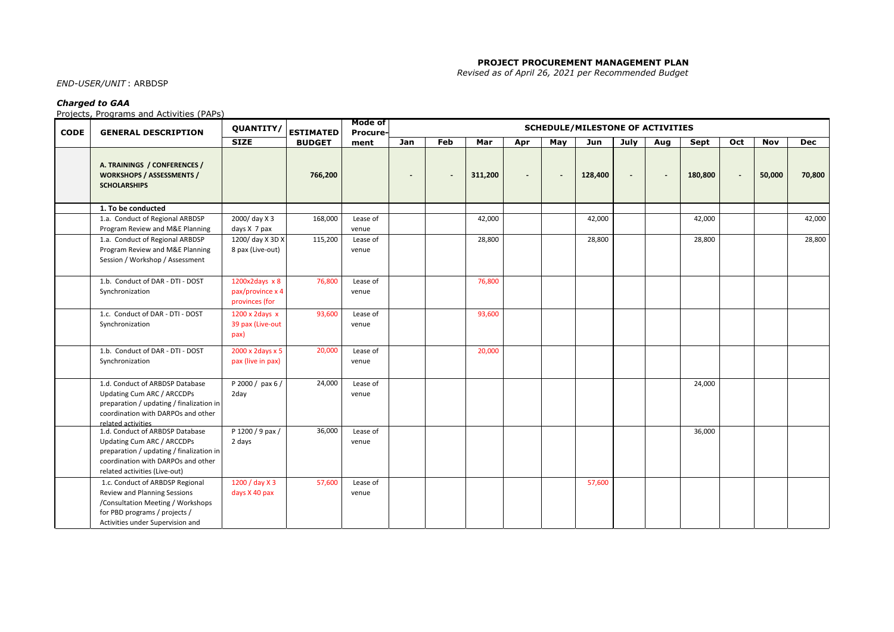**PROJECT PROCUREMENT MANAGEMENT PLAN**
*Revised as of April 26, 2021 per Recommended Budget*

*END-USER/UNIT* : ARBDSP

***Charged to GAA***

Projects, Programs and Activities (PAPs)

| CODE | GENERAL DESCRIPTION | QUANTITY/ SIZE | ESTIMATED BUDGET | Mode of Procure-ment | SCHEDULE/MILESTONE OF ACTIVITIES | | | | | | | | | | | |
|---|---|---|---|---|---|---|---|---|---|---|---|---|---|---|---|---|
| | | | | | Jan | Feb | Mar | Apr | May | Jun | July | Aug | Sept | Oct | Nov | Dec |
| | **A. TRAININGS / CONFERENCES / WORKSHOPS / ASSESSMENTS / SCHOLARSHIPS** | | **766,200** | | - | - | **311,200** | - | - | **128,400** | - | - | **180,800** | - | **50,000** | **70,800** |
| | **1. To be conducted** | | | | | | | | | | | | | | | |
| | 1.a. Conduct of Regional ARBDSP Program Review and M&E Planning | 2000/ day X 3 days X 7 pax | 168,000 | Lease of venue | | | 42,000 | | | 42,000 | | | 42,000 | | | 42,000 |
| | 1.a. Conduct of Regional ARBDSP Program Review and M&E Planning Session / Workshop / Assessment | 1200/ day X 3D X 8 pax (Live-out) | 115,200 | Lease of venue | | | 28,800 | | | 28,800 | | | 28,800 | | | 28,800 |
| | 1.b. Conduct of DAR - DTI - DOST Synchronization | 1200x2days x 8 pax/province x 4 provinces (for | 76,800 | Lease of venue | | | 76,800 | | | | | | | | | |
| | 1.c. Conduct of DAR - DTI - DOST Synchronization | 1200 x 2days x 39 pax (Live-out pax) | 93,600 | Lease of venue | | | 93,600 | | | | | | | | | |
| | 1.b. Conduct of DAR - DTI - DOST Synchronization | 2000 x 2days x 5 pax (live in pax) | 20,000 | Lease of venue | | | 20,000 | | | | | | | | | |
| | 1.d. Conduct of ARBDSP Database Updating Cum ARC / ARCCDPs preparation / updating / finalization in coordination with DARPOs and other related activities | P 2000 / pax 6 / 2day | 24,000 | Lease of venue | | | | | | | | | 24,000 | | | |
| | 1.d. Conduct of ARBDSP Database Updating Cum ARC / ARCCDPs preparation / updating / finalization in coordination with DARPOs and other related activities (Live-out) | P 1200 / 9 pax / 2 days | 36,000 | Lease of venue | | | | | | | | | 36,000 | | | |
| | 1.c. Conduct of ARBDSP Regional Review and Planning Sessions /Consultation Meeting / Workshops for PBD programs / projects / Activities under Supervision and | 1200 / day X 3 days X 40 pax | 57,600 | Lease of venue | | | | | | 57,600 | | | | | | |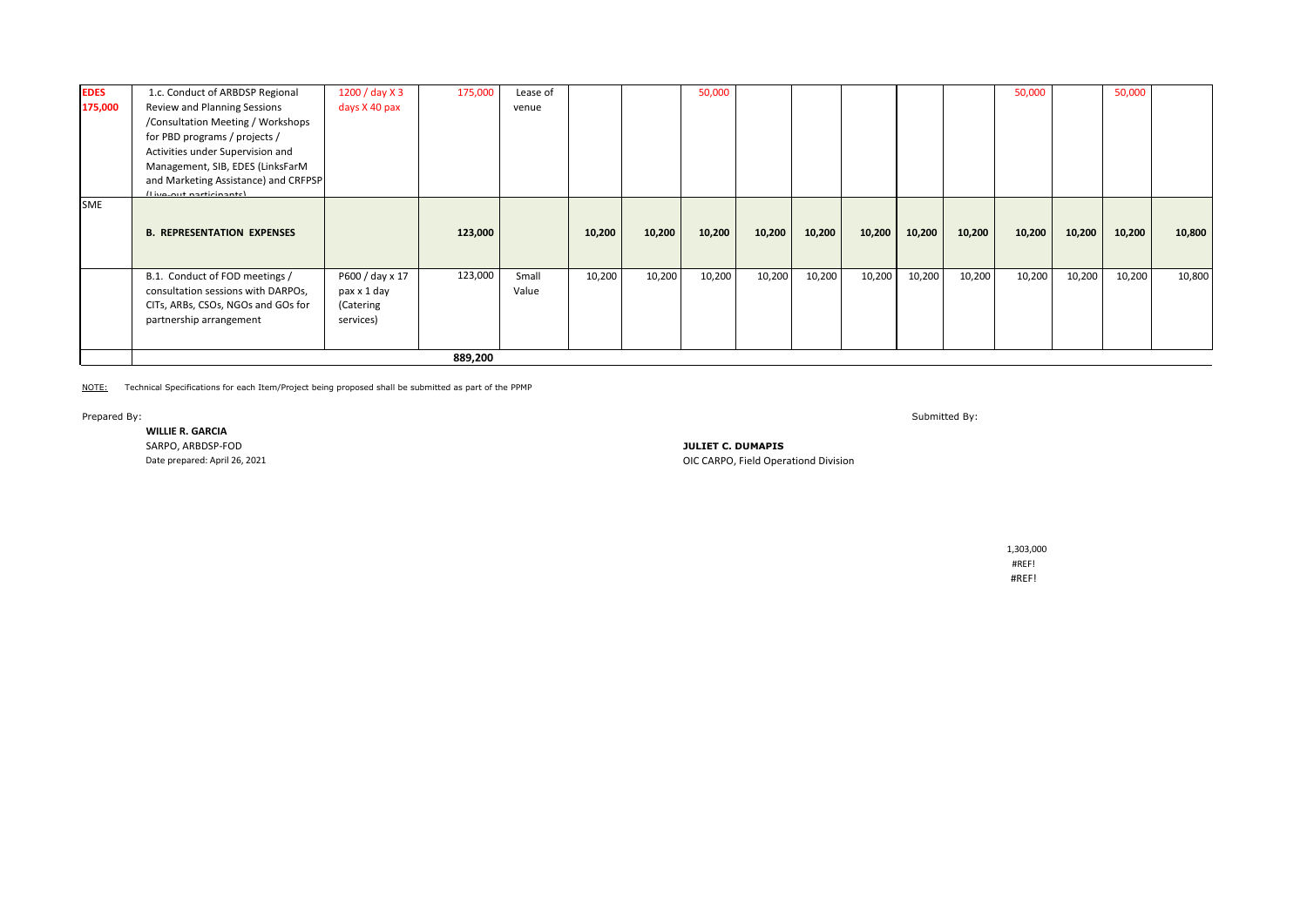| | | | | | | | | | | | | | | | | |
|---|---|---|---|---|---|---|---|---|---|---|---|---|---|---|---|---|
| EDES 175,000 | 1.c. Conduct of ARBDSP Regional Review and Planning Sessions /Consultation Meeting / Workshops for PBD programs / projects / Activities under Supervision and Management, SIB, EDES (LinksFarM and Marketing Assistance) and CRFPSP (Live-out participants) | 1200 / day X 3 days X 40 pax | 175,000 | Lease of venue | | | 50,000 | | | | | | 50,000 | | 50,000 | |
| SME | **B. REPRESENTATION EXPENSES** | | **123,000** | | **10,200** | **10,200** | **10,200** | **10,200** | **10,200** | **10,200** | **10,200** | **10,200** | **10,200** | **10,200** | **10,200** | **10,800** |
| | B.1. Conduct of FOD meetings / consultation sessions with DARPOs, CITs, ARBs, CSOs, NGOs and GOs for partnership arrangement | P600 / day x 17 pax x 1 day (Catering services) | 123,000 | Small Value | 10,200 | 10,200 | 10,200 | 10,200 | 10,200 | 10,200 | 10,200 | 10,200 | 10,200 | 10,200 | 10,200 | 10,800 |
| | | | **889,200** | | | | | | | | | | | | | |

NOTE: Technical Specifications for each Item/Project being proposed shall be submitted as part of the PPMP

Prepared By:

**WILLIE R. GARCIA**
SARPO, ARBDSP-FOD
Date prepared: April 26, 2021

Submitted By:

**JULIET C. DUMAPIS**
OIC CARPO, Field Operationd Division

1,303,000
#REF!
#REF!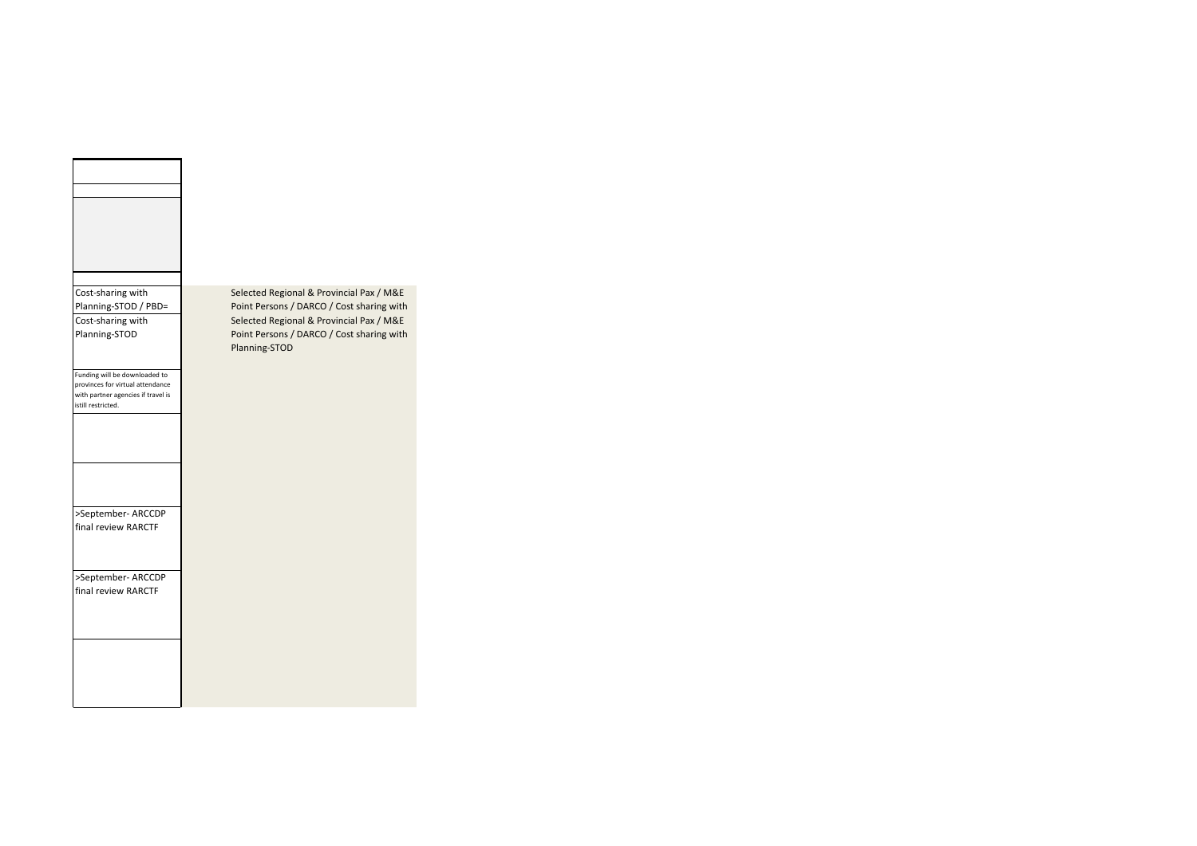| | |
|---|---|
| | |
| | |
| | |
| | |
| Cost-sharing with Planning-STOD / PBD= | Selected Regional & Provincial Pax / M&E Point Persons / DARCO / Cost sharing with |
| Cost-sharing with Planning-STOD | Selected Regional & Provincial Pax / M&E Point Persons / DARCO / Cost sharing with Planning-STOD |
| Funding will be downloaded to provinces for virtual attendance with partner agencies if travel is istill restricted. | |
| | |
| | |
| >September- ARCCDP final review RARCTF | |
| >September- ARCCDP final review RARCTF | |
| | |